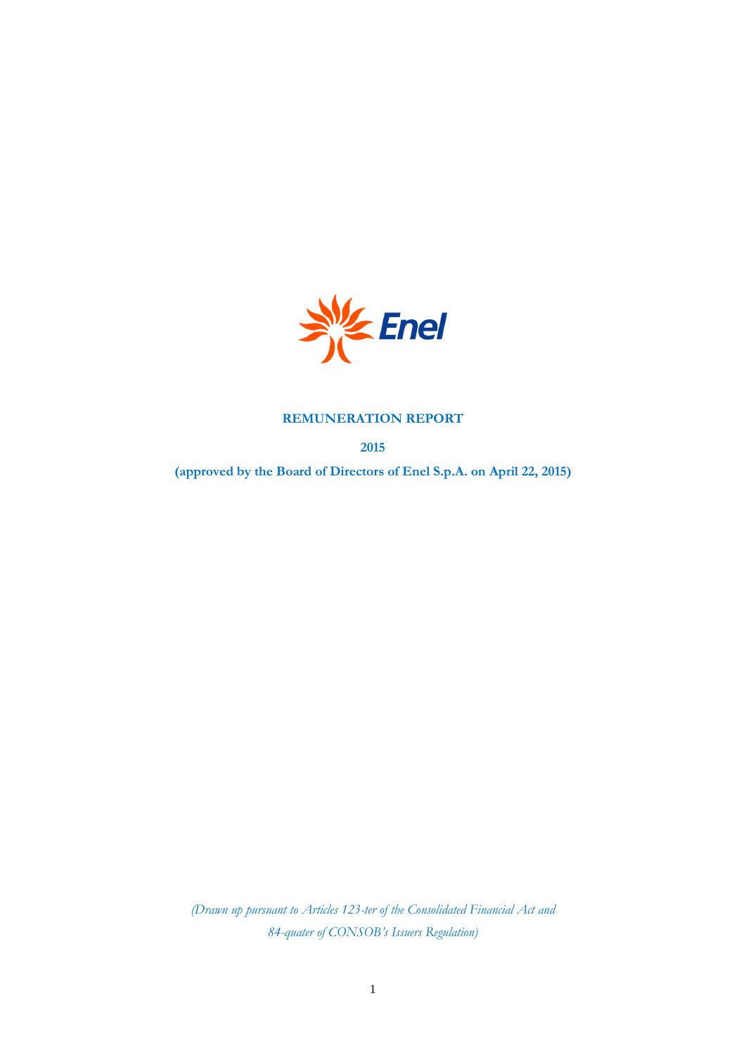Enel

# REMUNERATION REPORT

**2015**

**(approved by the Board of Directors of Enel S.p.A. on April 22, 2015)**

*(Drawn up pursuant to Articles 123-ter of the Consolidated Financial Act and 84-quater of CONSOB's Issuers Regulation)*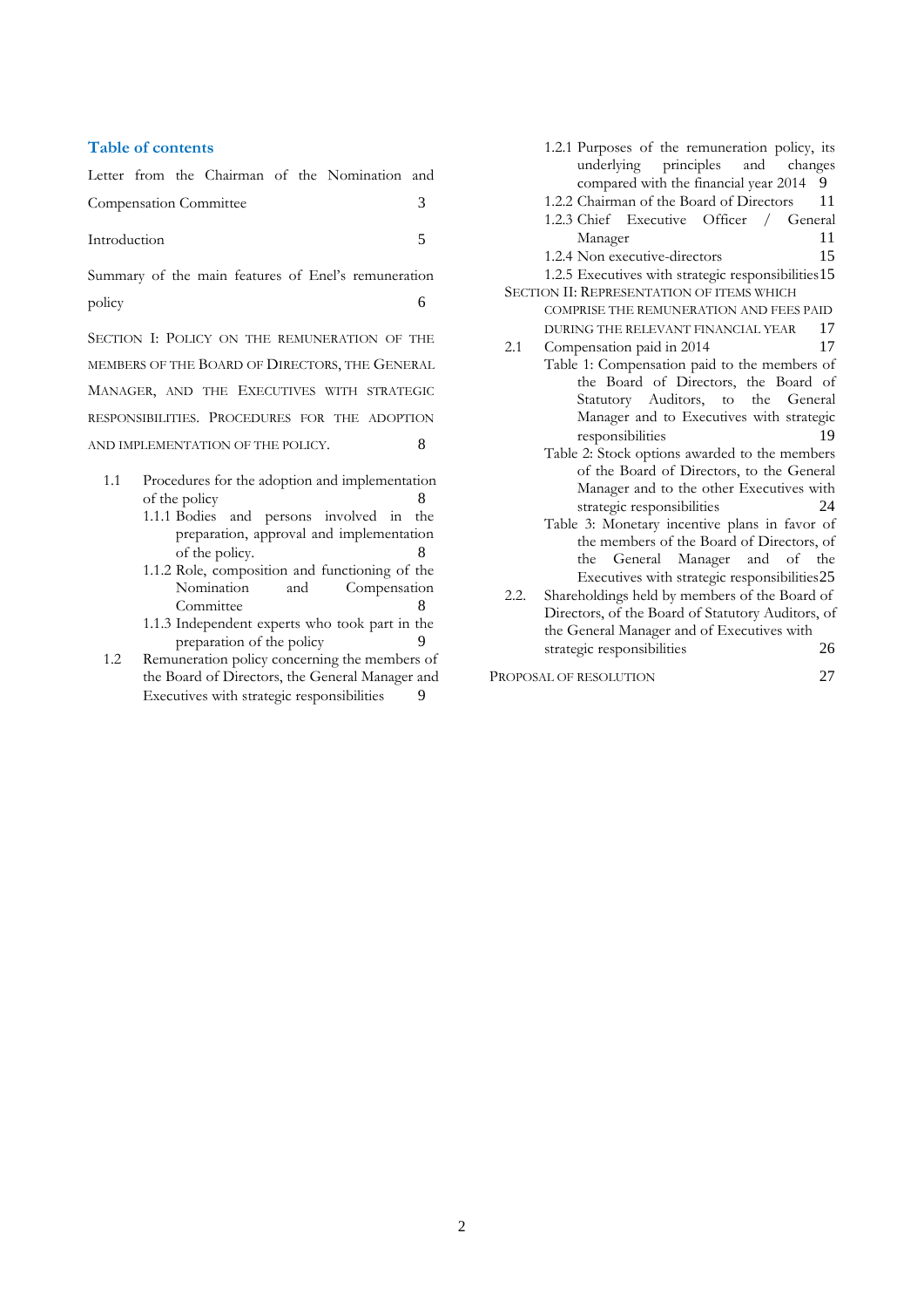## Table of contents

Letter from the Chairman of the Nomination and Compensation Committee 3

Introduction 5

Summary of the main features of Enel's remuneration policy 6

SECTION I: POLICY ON THE REMUNERATION OF THE MEMBERS OF THE BOARD OF DIRECTORS, THE GENERAL MANAGER, AND THE EXECUTIVES WITH STRATEGIC RESPONSIBILITIES. PROCEDURES FOR THE ADOPTION AND IMPLEMENTATION OF THE POLICY. 8

- 1.1 Procedures for the adoption and implementation of the policy 8
  - 1.1.1 Bodies and persons involved in the preparation, approval and implementation of the policy. 8
  - 1.1.2 Role, composition and functioning of the Nomination and Compensation Committee 8
  - 1.1.3 Independent experts who took part in the preparation of the policy 9
- 1.2 Remuneration policy concerning the members of the Board of Directors, the General Manager and Executives with strategic responsibilities 9
  - 1.2.1 Purposes of the remuneration policy, its underlying principles and changes compared with the financial year 2014 9
  - 1.2.2 Chairman of the Board of Directors 11
  - 1.2.3 Chief Executive Officer / General Manager 11
  - 1.2.4 Non executive-directors 15
  - 1.2.5 Executives with strategic responsibilities 15

SECTION II: REPRESENTATION OF ITEMS WHICH COMPRISE THE REMUNERATION AND FEES PAID DURING THE RELEVANT FINANCIAL YEAR 17

- 2.1 Compensation paid in 2014 17
  - Table 1: Compensation paid to the members of the Board of Directors, the Board of Statutory Auditors, to the General Manager and to Executives with strategic responsibilities 19
  - Table 2: Stock options awarded to the members of the Board of Directors, to the General Manager and to the other Executives with strategic responsibilities 24
  - Table 3: Monetary incentive plans in favor of the members of the Board of Directors, of the General Manager and of the Executives with strategic responsibilities 25
- 2.2. Shareholdings held by members of the Board of Directors, of the Board of Statutory Auditors, of the General Manager and of Executives with strategic responsibilities 26

PROPOSAL OF RESOLUTION 27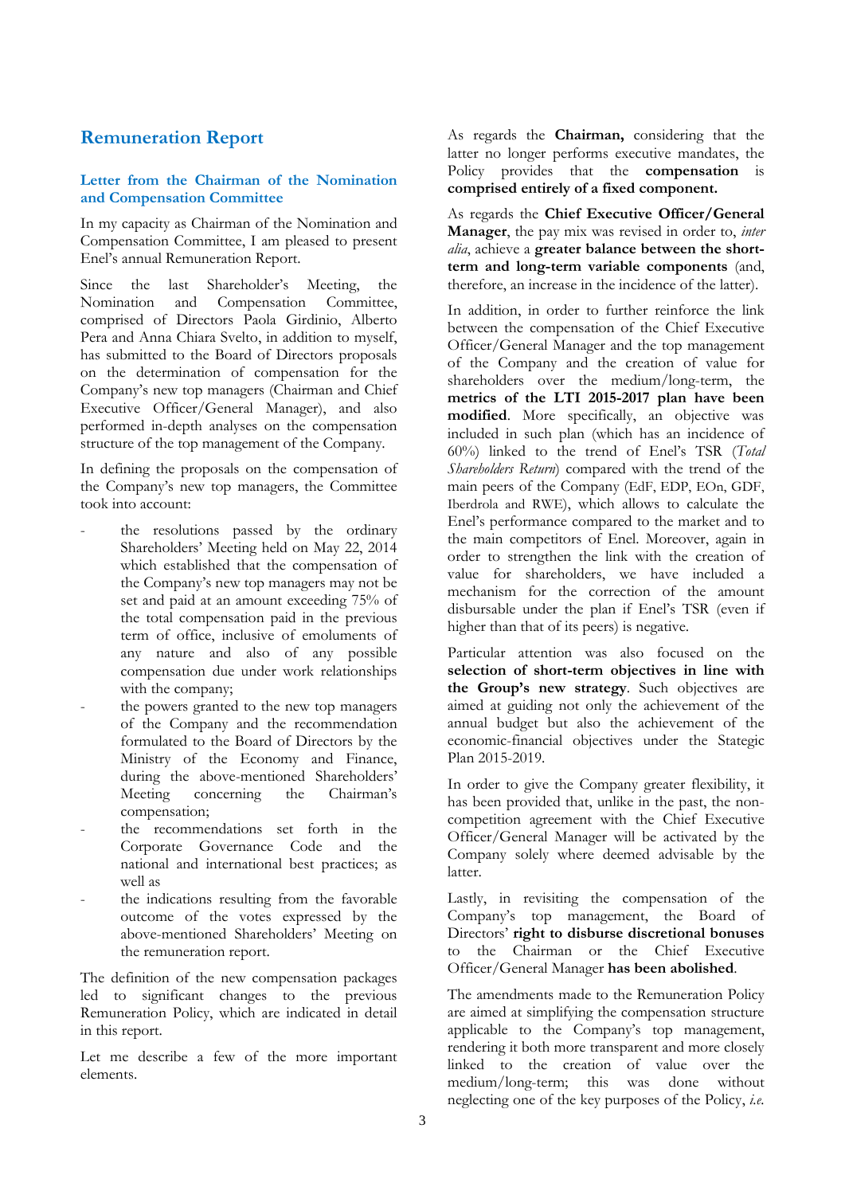# Remuneration Report

## Letter from the Chairman of the Nomination and Compensation Committee

In my capacity as Chairman of the Nomination and Compensation Committee, I am pleased to present Enel's annual Remuneration Report.

Since the last Shareholder's Meeting, the Nomination and Compensation Committee, comprised of Directors Paola Girdinio, Alberto Pera and Anna Chiara Svelto, in addition to myself, has submitted to the Board of Directors proposals on the determination of compensation for the Company's new top managers (Chairman and Chief Executive Officer/General Manager), and also performed in-depth analyses on the compensation structure of the top management of the Company.

In defining the proposals on the compensation of the Company's new top managers, the Committee took into account:

- the resolutions passed by the ordinary Shareholders' Meeting held on May 22, 2014 which established that the compensation of the Company's new top managers may not be set and paid at an amount exceeding 75% of the total compensation paid in the previous term of office, inclusive of emoluments of any nature and also of any possible compensation due under work relationships with the company;
- the powers granted to the new top managers of the Company and the recommendation formulated to the Board of Directors by the Ministry of the Economy and Finance, during the above-mentioned Shareholders' Meeting concerning the Chairman's compensation;
- the recommendations set forth in the Corporate Governance Code and the national and international best practices; as well as
- the indications resulting from the favorable outcome of the votes expressed by the above-mentioned Shareholders' Meeting on the remuneration report.

The definition of the new compensation packages led to significant changes to the previous Remuneration Policy, which are indicated in detail in this report.

Let me describe a few of the more important elements.

As regards the **Chairman,** considering that the latter no longer performs executive mandates, the Policy provides that the **compensation** is **comprised entirely of a fixed component.**

As regards the **Chief Executive Officer/General Manager**, the pay mix was revised in order to, *inter alia*, achieve a **greater balance between the short-term and long-term variable components** (and, therefore, an increase in the incidence of the latter).

In addition, in order to further reinforce the link between the compensation of the Chief Executive Officer/General Manager and the top management of the Company and the creation of value for shareholders over the medium/long-term, the **metrics of the LTI 2015-2017 plan have been modified**. More specifically, an objective was included in such plan (which has an incidence of 60%) linked to the trend of Enel's TSR (*Total Shareholders Return*) compared with the trend of the main peers of the Company (EdF, EDP, EOn, GDF, Iberdrola and RWE), which allows to calculate the Enel's performance compared to the market and to the main competitors of Enel. Moreover, again in order to strengthen the link with the creation of value for shareholders, we have included a mechanism for the correction of the amount disbursable under the plan if Enel's TSR (even if higher than that of its peers) is negative.

Particular attention was also focused on the **selection of short-term objectives in line with the Group's new strategy**. Such objectives are aimed at guiding not only the achievement of the annual budget but also the achievement of the economic-financial objectives under the Stategic Plan 2015-2019.

In order to give the Company greater flexibility, it has been provided that, unlike in the past, the non-competition agreement with the Chief Executive Officer/General Manager will be activated by the Company solely where deemed advisable by the latter.

Lastly, in revisiting the compensation of the Company's top management, the Board of Directors' **right to disburse discretional bonuses** to the Chairman or the Chief Executive Officer/General Manager **has been abolished**.

The amendments made to the Remuneration Policy are aimed at simplifying the compensation structure applicable to the Company's top management, rendering it both more transparent and more closely linked to the creation of value over the medium/long-term; this was done without neglecting one of the key purposes of the Policy, *i.e.*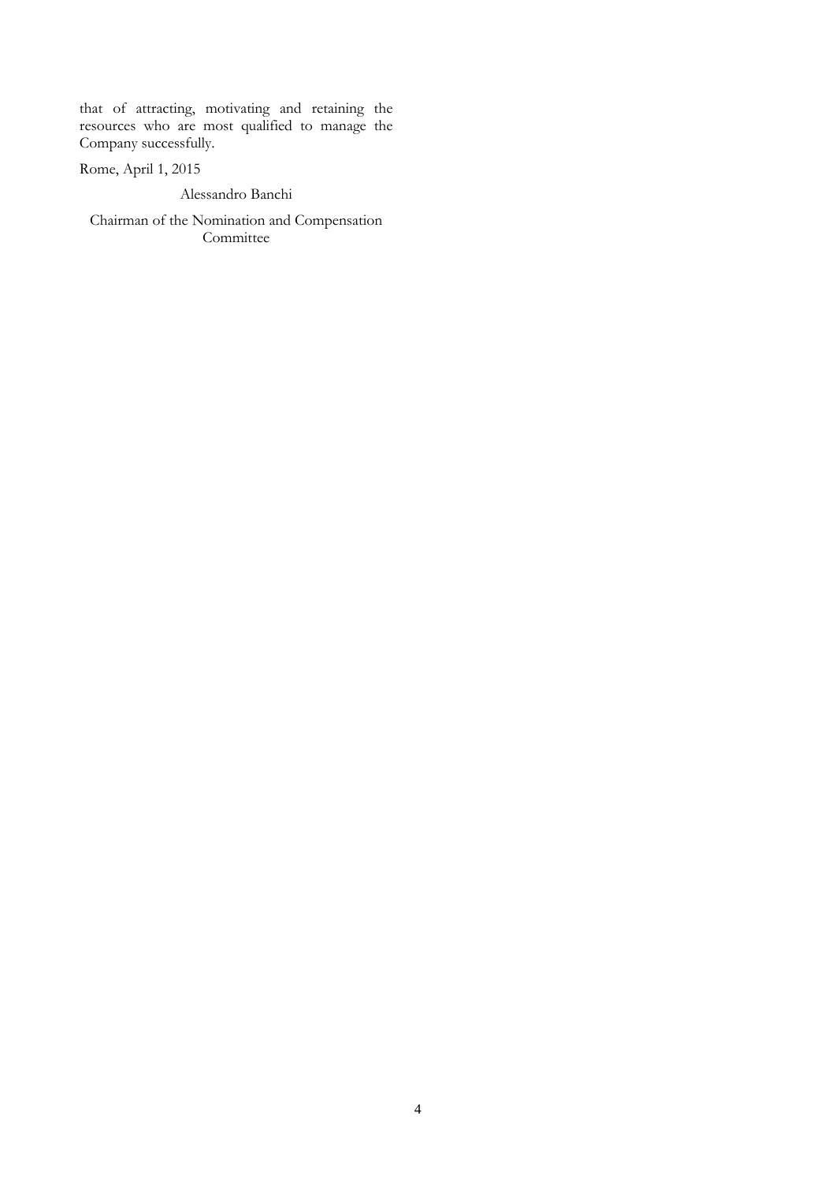that of attracting, motivating and retaining the resources who are most qualified to manage the Company successfully.

Rome, April 1, 2015

Alessandro Banchi

Chairman of the Nomination and Compensation Committee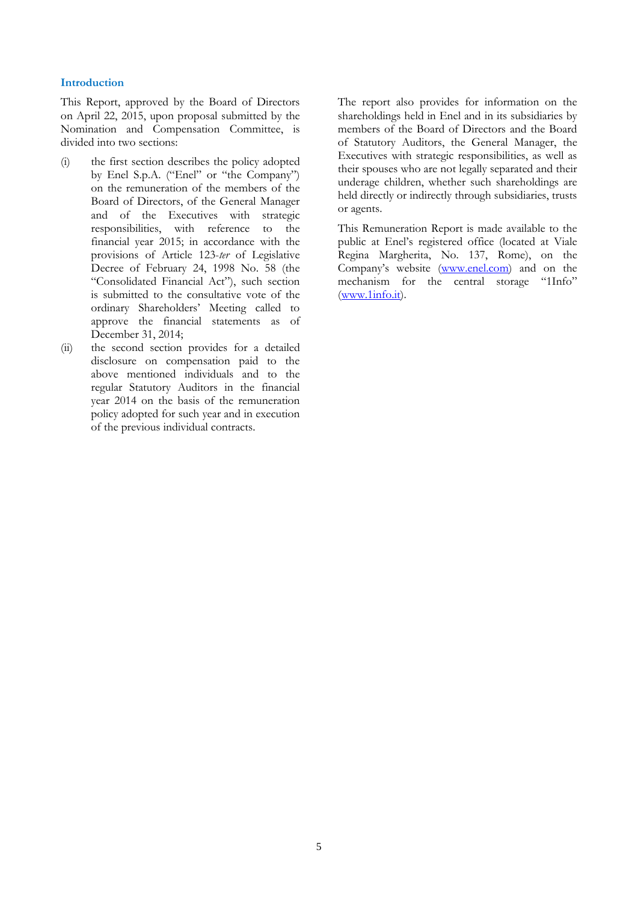## Introduction

This Report, approved by the Board of Directors on April 22, 2015, upon proposal submitted by the Nomination and Compensation Committee, is divided into two sections:

(i) the first section describes the policy adopted by Enel S.p.A. ("Enel" or "the Company") on the remuneration of the members of the Board of Directors, of the General Manager and of the Executives with strategic responsibilities, with reference to the financial year 2015; in accordance with the provisions of Article 123-*ter* of Legislative Decree of February 24, 1998 No. 58 (the "Consolidated Financial Act"), such section is submitted to the consultative vote of the ordinary Shareholders' Meeting called to approve the financial statements as of December 31, 2014;

(ii) the second section provides for a detailed disclosure on compensation paid to the above mentioned individuals and to the regular Statutory Auditors in the financial year 2014 on the basis of the remuneration policy adopted for such year and in execution of the previous individual contracts.

The report also provides for information on the shareholdings held in Enel and in its subsidiaries by members of the Board of Directors and the Board of Statutory Auditors, the General Manager, the Executives with strategic responsibilities, as well as their spouses who are not legally separated and their underage children, whether such shareholdings are held directly or indirectly through subsidiaries, trusts or agents.

This Remuneration Report is made available to the public at Enel's registered office (located at Viale Regina Margherita, No. 137, Rome), on the Company's website (www.enel.com) and on the mechanism for the central storage "1Info" (www.1info.it).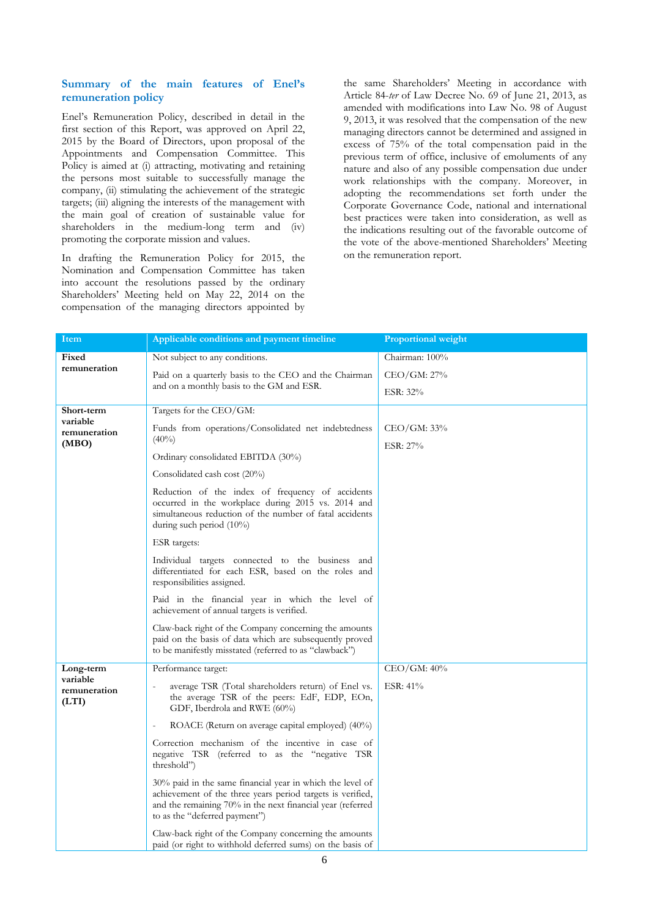## Summary of the main features of Enel's remuneration policy

Enel's Remuneration Policy, described in detail in the first section of this Report, was approved on April 22, 2015 by the Board of Directors, upon proposal of the Appointments and Compensation Committee. This Policy is aimed at (i) attracting, motivating and retaining the persons most suitable to successfully manage the company, (ii) stimulating the achievement of the strategic targets; (iii) aligning the interests of the management with the main goal of creation of sustainable value for shareholders in the medium-long term and (iv) promoting the corporate mission and values.

In drafting the Remuneration Policy for 2015, the Nomination and Compensation Committee has taken into account the resolutions passed by the ordinary Shareholders' Meeting held on May 22, 2014 on the compensation of the managing directors appointed by the same Shareholders' Meeting in accordance with Article 84-*ter* of Law Decree No. 69 of June 21, 2013, as amended with modifications into Law No. 98 of August 9, 2013, it was resolved that the compensation of the new managing directors cannot be determined and assigned in excess of 75% of the total compensation paid in the previous term of office, inclusive of emoluments of any nature and also of any possible compensation due under work relationships with the company. Moreover, in adopting the recommendations set forth under the Corporate Governance Code, national and international best practices were taken into consideration, as well as the indications resulting out of the favorable outcome of the vote of the above-mentioned Shareholders' Meeting on the remuneration report.

| Item | Applicable conditions and payment timeline | Proportional weight |
|---|---|---|
| **Fixed remuneration** | Not subject to any conditions.<br><br>Paid on a quarterly basis to the CEO and the Chairman and on a monthly basis to the GM and ESR. | Chairman: 100%<br><br>CEO/GM: 27%<br><br>ESR: 32% |
| **Short-term variable remuneration (MBO)** | Targets for the CEO/GM:<br><br>Funds from operations/Consolidated net indebtedness (40%)<br><br>Ordinary consolidated EBITDA (30%)<br><br>Consolidated cash cost (20%)<br><br>Reduction of the index of frequency of accidents occurred in the workplace during 2015 vs. 2014 and simultaneous reduction of the number of fatal accidents during such period (10%)<br><br>ESR targets:<br><br>Individual targets connected to the business and differentiated for each ESR, based on the roles and responsibilities assigned.<br><br>Paid in the financial year in which the level of achievement of annual targets is verified.<br><br>Claw-back right of the Company concerning the amounts paid on the basis of data which are subsequently proved to be manifestly misstated (referred to as "clawback") | CEO/GM: 33%<br><br>ESR: 27% |
| **Long-term variable remuneration (LTI)** | Performance target:<br><br>- average TSR (Total shareholders return) of Enel vs. the average TSR of the peers: EdF, EDP, EOn, GDF, Iberdrola and RWE (60%)<br><br>- ROACE (Return on average capital employed) (40%)<br><br>Correction mechanism of the incentive in case of negative TSR (referred to as the "negative TSR threshold")<br><br>30% paid in the same financial year in which the level of achievement of the three years period targets is verified, and the remaining 70% in the next financial year (referred to as the "deferred payment")<br><br>Claw-back right of the Company concerning the amounts paid (or right to withhold deferred sums) on the basis of | CEO/GM: 40%<br><br>ESR: 41% |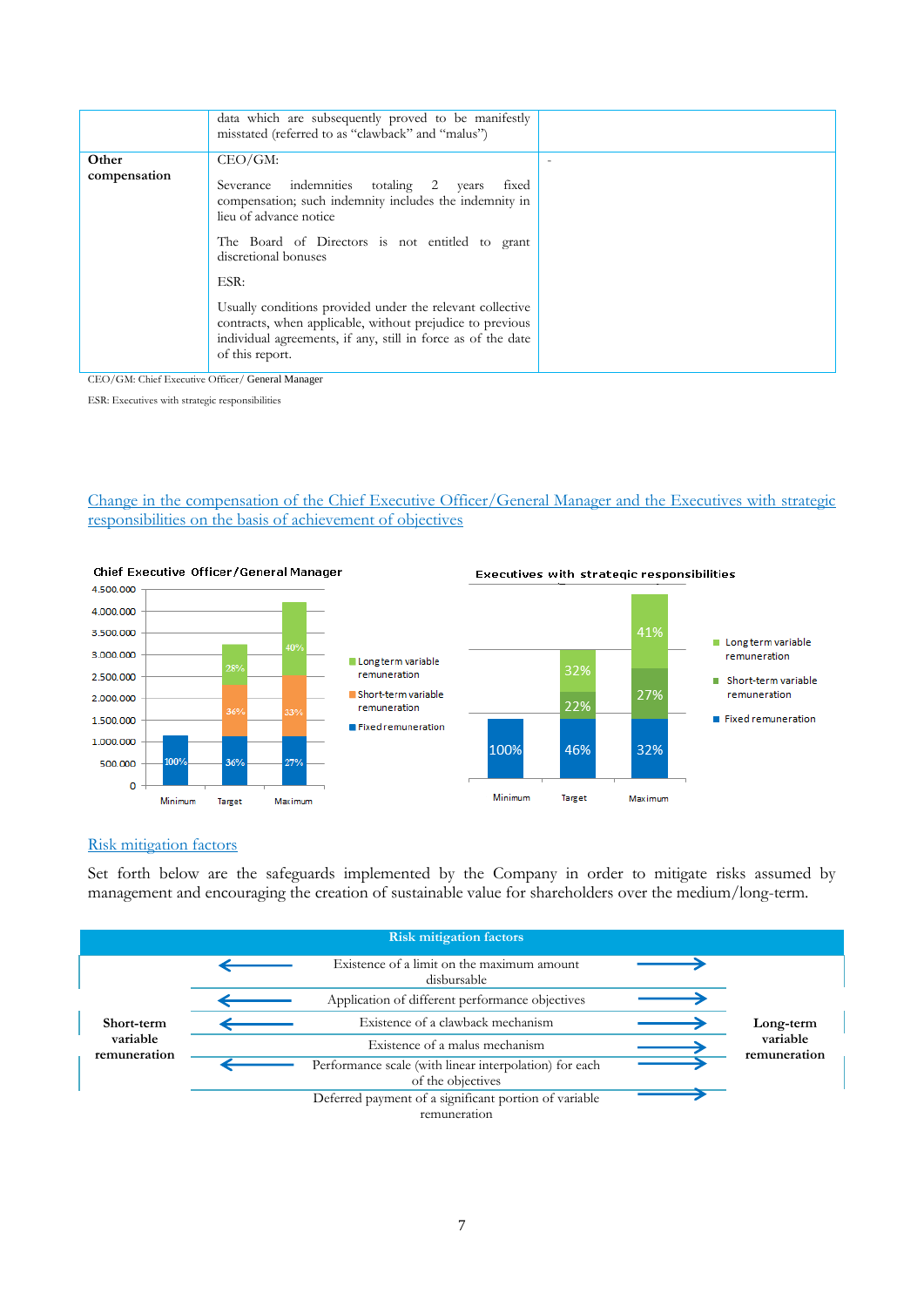| | | |
|---|---|---|
| | data which are subsequently proved to be manifestly misstated (referred to as "clawback" and "malus") | |
| **Other compensation** | CEO/GM:<br><br>Severance indemnities totaling 2 years fixed compensation; such indemnity includes the indemnity in lieu of advance notice<br><br>The Board of Directors is not entitled to grant discretional bonuses<br><br>ESR:<br><br>Usually conditions provided under the relevant collective contracts, when applicable, without prejudice to previous individual agreements, if any, still in force as of the date of this report. | - |

CEO/GM: Chief Executive Officer/ General Manager

ESR: Executives with strategic responsibilities

## Change in the compensation of the Chief Executive Officer/General Manager and the Executives with strategic responsibilities on the basis of achievement of objectives

**Chief Executive Officer/General Manager**

| | Minimum | Target | Maximum |
|---|---|---|---|
| Long term variable remuneration | | 28% | 40% |
| Short-term variable remuneration | | 36% | 33% |
| Fixed remuneration | 100% | 36% | 27% |

**Executives with strategic responsibilities**

| | Minimum | Target | Maximum |
|---|---|---|---|
| Long term variable remuneration | | 32% | 41% |
| Short-term variable remuneration | | 22% | 27% |
| Fixed remuneration | 100% | 46% | 32% |

## Risk mitigation factors

Set forth below are the safeguards implemented by the Company in order to mitigate risks assumed by management and encouraging the creation of sustainable value for shareholders over the medium/long-term.

| Risk mitigation factors | Short-term variable remuneration | Long-term variable remuneration |
|---|---|---|
| Existence of a limit on the maximum amount disbursable | ✓ | ✓ |
| Application of different performance objectives | ✓ | ✓ |
| Existence of a clawback mechanism | ✓ | ✓ |
| Existence of a malus mechanism | | ✓ |
| Performance scale (with linear interpolation) for each of the objectives | ✓ | ✓ |
| Deferred payment of a significant portion of variable remuneration | | ✓ |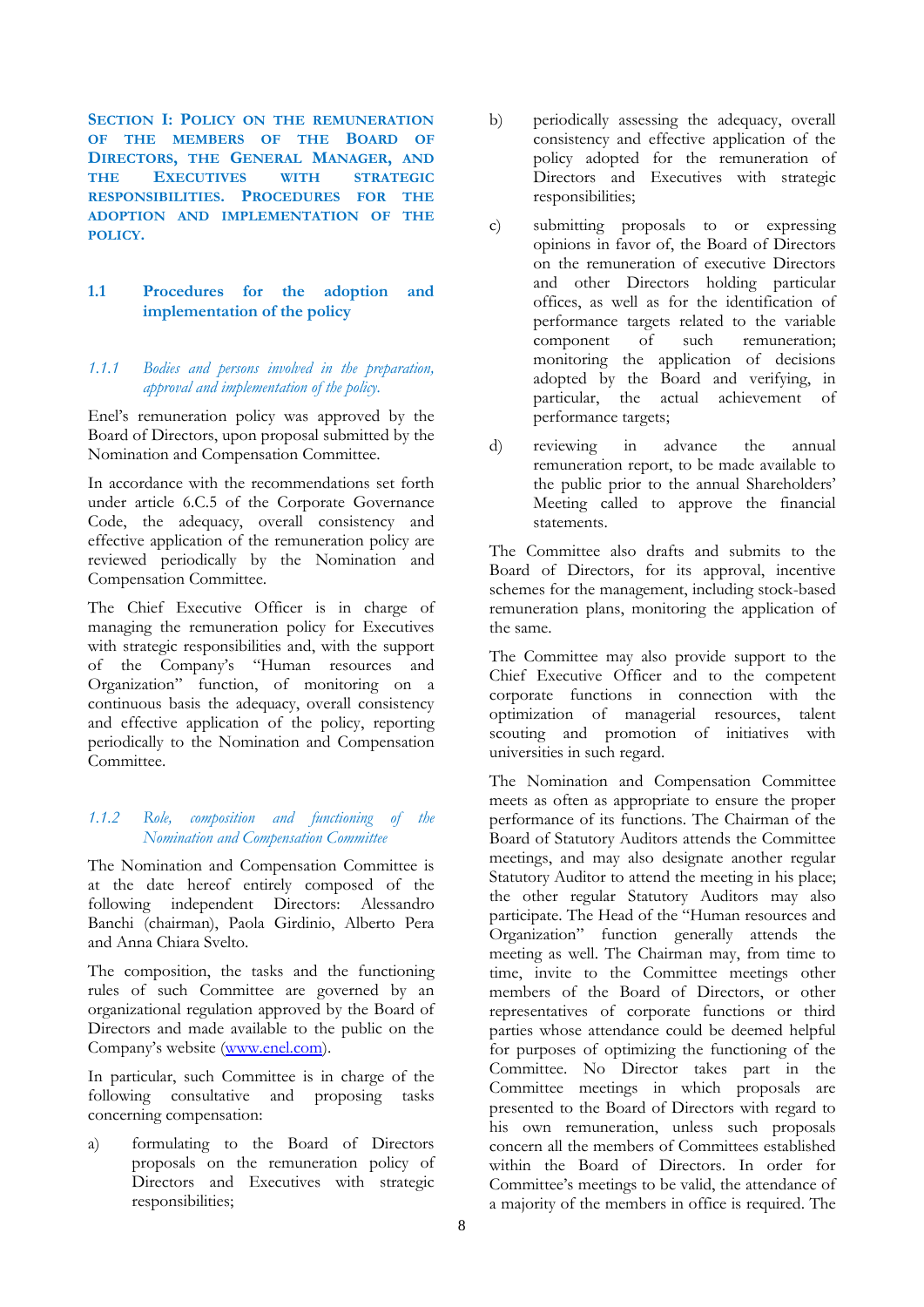## Section I: Policy on the remuneration of the members of the Board of Directors, the General Manager, and the Executives with strategic responsibilities. Procedures for the adoption and implementation of the policy.

### 1.1 Procedures for the adoption and implementation of the policy

#### *1.1.1 Bodies and persons involved in the preparation, approval and implementation of the policy.*

Enel's remuneration policy was approved by the Board of Directors, upon proposal submitted by the Nomination and Compensation Committee.

In accordance with the recommendations set forth under article 6.C.5 of the Corporate Governance Code, the adequacy, overall consistency and effective application of the remuneration policy are reviewed periodically by the Nomination and Compensation Committee.

The Chief Executive Officer is in charge of managing the remuneration policy for Executives with strategic responsibilities and, with the support of the Company's "Human resources and Organization" function, of monitoring on a continuous basis the adequacy, overall consistency and effective application of the policy, reporting periodically to the Nomination and Compensation Committee.

#### *1.1.2 Role, composition and functioning of the Nomination and Compensation Committee*

The Nomination and Compensation Committee is at the date hereof entirely composed of the following independent Directors: Alessandro Banchi (chairman), Paola Girdinio, Alberto Pera and Anna Chiara Svelto.

The composition, the tasks and the functioning rules of such Committee are governed by an organizational regulation approved by the Board of Directors and made available to the public on the Company's website (www.enel.com).

In particular, such Committee is in charge of the following consultative and proposing tasks concerning compensation:

a) formulating to the Board of Directors proposals on the remuneration policy of Directors and Executives with strategic responsibilities;

b) periodically assessing the adequacy, overall consistency and effective application of the policy adopted for the remuneration of Directors and Executives with strategic responsibilities;

c) submitting proposals to or expressing opinions in favor of, the Board of Directors on the remuneration of executive Directors and other Directors holding particular offices, as well as for the identification of performance targets related to the variable component of such remuneration; monitoring the application of decisions adopted by the Board and verifying, in particular, the actual achievement of performance targets;

d) reviewing in advance the annual remuneration report, to be made available to the public prior to the annual Shareholders' Meeting called to approve the financial statements.

The Committee also drafts and submits to the Board of Directors, for its approval, incentive schemes for the management, including stock-based remuneration plans, monitoring the application of the same.

The Committee may also provide support to the Chief Executive Officer and to the competent corporate functions in connection with the optimization of managerial resources, talent scouting and promotion of initiatives with universities in such regard.

The Nomination and Compensation Committee meets as often as appropriate to ensure the proper performance of its functions. The Chairman of the Board of Statutory Auditors attends the Committee meetings, and may also designate another regular Statutory Auditor to attend the meeting in his place; the other regular Statutory Auditors may also participate. The Head of the "Human resources and Organization" function generally attends the meeting as well. The Chairman may, from time to time, invite to the Committee meetings other members of the Board of Directors, or other representatives of corporate functions or third parties whose attendance could be deemed helpful for purposes of optimizing the functioning of the Committee. No Director takes part in the Committee meetings in which proposals are presented to the Board of Directors with regard to his own remuneration, unless such proposals concern all the members of Committees established within the Board of Directors. In order for Committee's meetings to be valid, the attendance of a majority of the members in office is required. The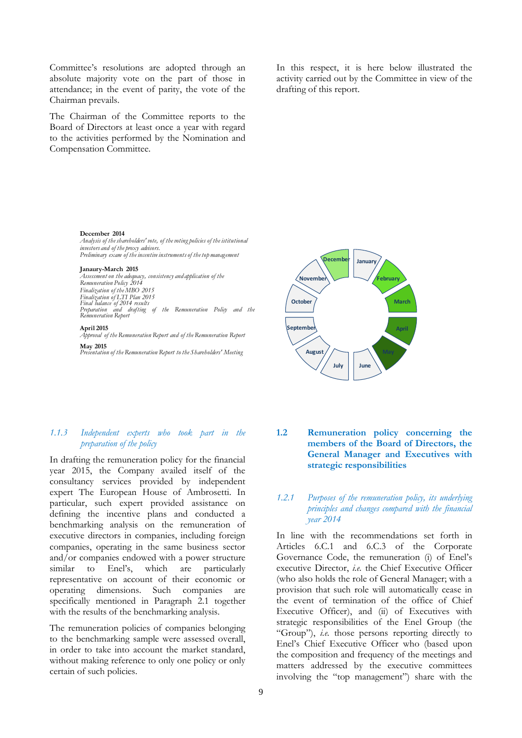Committee's resolutions are adopted through an absolute majority vote on the part of those in attendance; in the event of parity, the vote of the Chairman prevails.

The Chairman of the Committee reports to the Board of Directors at least once a year with regard to the activities performed by the Nomination and Compensation Committee.

In this respect, it is here below illustrated the activity carried out by the Committee in view of the drafting of this report.

**December 2014**
*Analysis of the shareholders' vote, of the voting policies of the istitutional investors and of the proxy advisors.*
*Preliminary exam of the incentive instruments of the top management*

**Janaury-March 2015**
*Assessment on the adequacy, consistency and application of the Remuneration Policy 2014*
*Finalization of the MBO 2015*
*Finalization of LTI Plan 2015*
*Final balance of 2014 results*
*Preparation and drafting of the Remuneration Policy and the Remuneration Report*

**April 2015**
*Approval of the Remuneration Report and of the Remuneration Report*

**May 2015**
*Presentation of the Remuneration Report to the Shareholders' Meeting*

December · January · February · March · April · May · June · July · August · September · October · November

### *1.1.3 Independent experts who took part in the preparation of the policy*

In drafting the remuneration policy for the financial year 2015, the Company availed itself of the consultancy services provided by independent expert The European House of Ambrosetti. In particular, such expert provided assistance on defining the incentive plans and conducted a benchmarking analysis on the remuneration of executive directors in companies, including foreign companies, operating in the same business sector and/or companies endowed with a power structure similar to Enel's, which are particularly representative on account of their economic or operating dimensions. Such companies are specifically mentioned in Paragraph 2.1 together with the results of the benchmarking analysis.

The remuneration policies of companies belonging to the benchmarking sample were assessed overall, in order to take into account the market standard, without making reference to only one policy or only certain of such policies.

## 1.2 Remuneration policy concerning the members of the Board of Directors, the General Manager and Executives with strategic responsibilities

### *1.2.1 Purposes of the remuneration policy, its underlying principles and changes compared with the financial year 2014*

In line with the recommendations set forth in Articles 6.C.1 and 6.C.3 of the Corporate Governance Code, the remuneration (i) of Enel's executive Director, *i.e.* the Chief Executive Officer (who also holds the role of General Manager; with a provision that such role will automatically cease in the event of termination of the office of Chief Executive Officer), and (ii) of Executives with strategic responsibilities of the Enel Group (the "Group"), *i.e.* those persons reporting directly to Enel's Chief Executive Officer who (based upon the composition and frequency of the meetings and matters addressed by the executive committees involving the "top management") share with the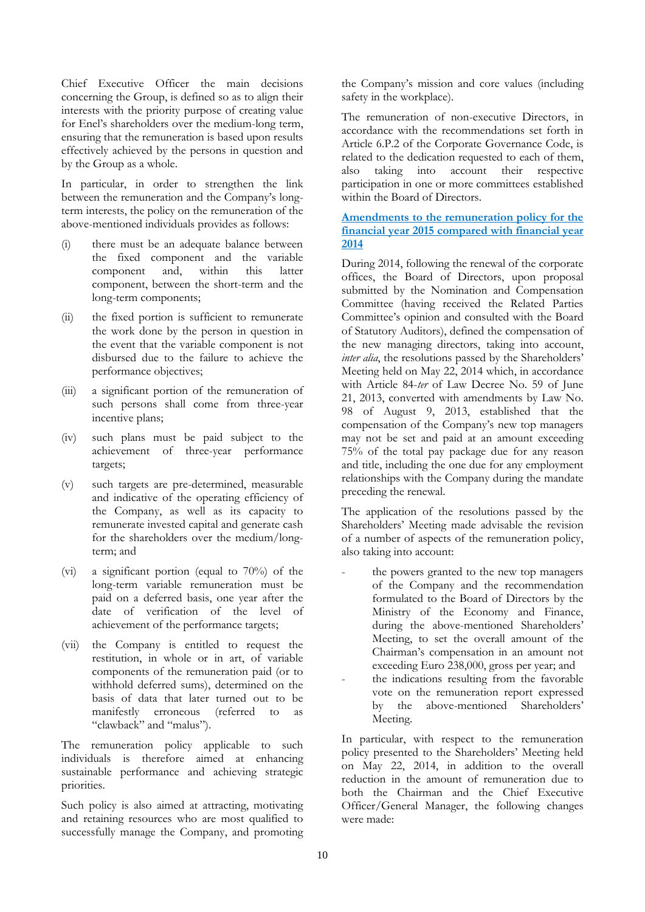Chief Executive Officer the main decisions concerning the Group, is defined so as to align their interests with the priority purpose of creating value for Enel's shareholders over the medium-long term, ensuring that the remuneration is based upon results effectively achieved by the persons in question and by the Group as a whole.

In particular, in order to strengthen the link between the remuneration and the Company's long-term interests, the policy on the remuneration of the above-mentioned individuals provides as follows:

(i) there must be an adequate balance between the fixed component and the variable component and, within this latter component, between the short-term and the long-term components;

(ii) the fixed portion is sufficient to remunerate the work done by the person in question in the event that the variable component is not disbursed due to the failure to achieve the performance objectives;

(iii) a significant portion of the remuneration of such persons shall come from three-year incentive plans;

(iv) such plans must be paid subject to the achievement of three-year performance targets;

(v) such targets are pre-determined, measurable and indicative of the operating efficiency of the Company, as well as its capacity to remunerate invested capital and generate cash for the shareholders over the medium/long-term; and

(vi) a significant portion (equal to 70%) of the long-term variable remuneration must be paid on a deferred basis, one year after the date of verification of the level of achievement of the performance targets;

(vii) the Company is entitled to request the restitution, in whole or in art, of variable components of the remuneration paid (or to withhold deferred sums), determined on the basis of data that later turned out to be manifestly erroneous (referred to as "clawback" and "malus").

The remuneration policy applicable to such individuals is therefore aimed at enhancing sustainable performance and achieving strategic priorities.

Such policy is also aimed at attracting, motivating and retaining resources who are most qualified to successfully manage the Company, and promoting the Company's mission and core values (including safety in the workplace).

The remuneration of non-executive Directors, in accordance with the recommendations set forth in Article 6.P.2 of the Corporate Governance Code, is related to the dedication requested to each of them, also taking into account their respective participation in one or more committees established within the Board of Directors.

**Amendments to the remuneration policy for the financial year 2015 compared with financial year 2014**

During 2014, following the renewal of the corporate offices, the Board of Directors, upon proposal submitted by the Nomination and Compensation Committee (having received the Related Parties Committee's opinion and consulted with the Board of Statutory Auditors), defined the compensation of the new managing directors, taking into account, *inter alia*, the resolutions passed by the Shareholders' Meeting held on May 22, 2014 which, in accordance with Article 84-*ter* of Law Decree No. 59 of June 21, 2013, converted with amendments by Law No. 98 of August 9, 2013, established that the compensation of the Company's new top managers may not be set and paid at an amount exceeding 75% of the total pay package due for any reason and title, including the one due for any employment relationships with the Company during the mandate preceding the renewal.

The application of the resolutions passed by the Shareholders' Meeting made advisable the revision of a number of aspects of the remuneration policy, also taking into account:

- the powers granted to the new top managers of the Company and the recommendation formulated to the Board of Directors by the Ministry of the Economy and Finance, during the above-mentioned Shareholders' Meeting, to set the overall amount of the Chairman's compensation in an amount not exceeding Euro 238,000, gross per year; and
- the indications resulting from the favorable vote on the remuneration report expressed by the above-mentioned Shareholders' Meeting.

In particular, with respect to the remuneration policy presented to the Shareholders' Meeting held on May 22, 2014, in addition to the overall reduction in the amount of remuneration due to both the Chairman and the Chief Executive Officer/General Manager, the following changes were made: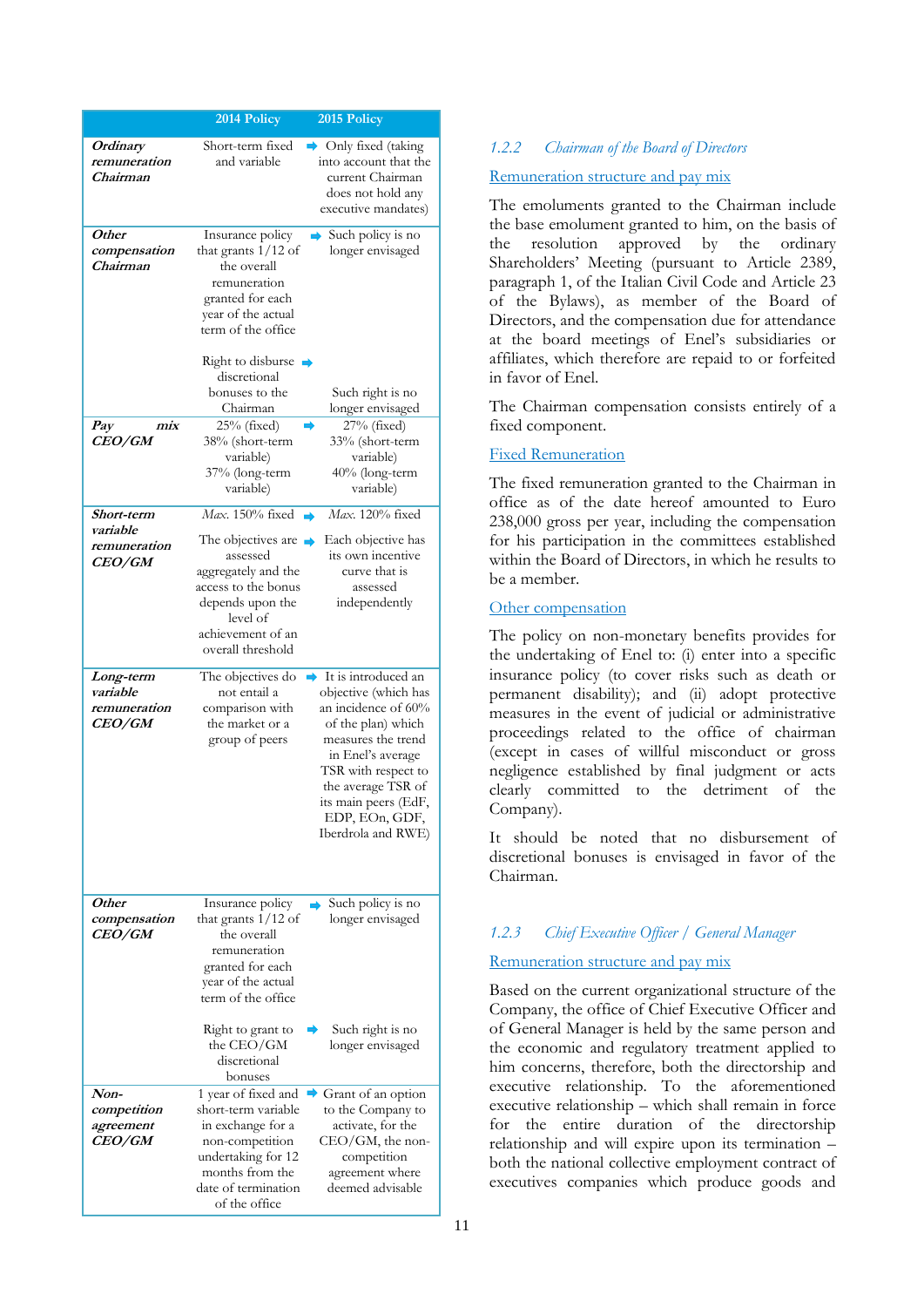| | 2014 Policy | 2015 Policy |
|---|---|---|
| ***Ordinary remuneration Chairman*** | Short-term fixed and variable | Only fixed (taking into account that the current Chairman does not hold any executive mandates) |
| ***Other compensation Chairman*** | Insurance policy that grants 1/12 of the overall remuneration granted for each year of the actual term of the office<br><br>Right to disburse discretional bonuses to the Chairman | Such policy is no longer envisaged<br><br>Such right is no longer envisaged |
| ***Pay mix CEO/GM*** | 25% (fixed)<br>38% (short-term variable)<br>37% (long-term variable) | 27% (fixed)<br>33% (short-term variable)<br>40% (long-term variable) |
| ***Short-term variable remuneration CEO/GM*** | *Max.* 150% fixed<br><br>The objectives are assessed aggregately and the access to the bonus depends upon the level of achievement of an overall threshold | *Max.* 120% fixed<br><br>Each objective has its own incentive curve that is assessed independently |
| ***Long-term variable remuneration CEO/GM*** | The objectives do not entail a comparison with the market or a group of peers | It is introduced an objective (which has an incidence of 60% of the plan) which measures the trend in Enel's average TSR with respect to the average TSR of its main peers (EdF, EDP, EOn, GDF, Iberdrola and RWE) |
| ***Other compensation CEO/GM*** | Insurance policy that grants 1/12 of the overall remuneration granted for each year of the actual term of the office<br><br>Right to grant to the CEO/GM discretional bonuses | Such policy is no longer envisaged<br><br>Such right is no longer envisaged |
| ***Non-competition agreement CEO/GM*** | 1 year of fixed and short-term variable in exchange for a non-competition undertaking for 12 months from the date of termination of the office | Grant of an option to the Company to activate, for the CEO/GM, the non-competition agreement where deemed advisable |

### *1.2.2 Chairman of the Board of Directors*

Remuneration structure and pay mix

The emoluments granted to the Chairman include the base emolument granted to him, on the basis of the resolution approved by the ordinary Shareholders' Meeting (pursuant to Article 2389, paragraph 1, of the Italian Civil Code and Article 23 of the Bylaws), as member of the Board of Directors, and the compensation due for attendance at the board meetings of Enel's subsidiaries or affiliates, which therefore are repaid to or forfeited in favor of Enel.

The Chairman compensation consists entirely of a fixed component.

Fixed Remuneration

The fixed remuneration granted to the Chairman in office as of the date hereof amounted to Euro 238,000 gross per year, including the compensation for his participation in the committees established within the Board of Directors, in which he results to be a member.

Other compensation

The policy on non-monetary benefits provides for the undertaking of Enel to: (i) enter into a specific insurance policy (to cover risks such as death or permanent disability); and (ii) adopt protective measures in the event of judicial or administrative proceedings related to the office of chairman (except in cases of willful misconduct or gross negligence established by final judgment or acts clearly committed to the detriment of the Company).

It should be noted that no disbursement of discretional bonuses is envisaged in favor of the Chairman.

### *1.2.3 Chief Executive Officer / General Manager*

Remuneration structure and pay mix

Based on the current organizational structure of the Company, the office of Chief Executive Officer and of General Manager is held by the same person and the economic and regulatory treatment applied to him concerns, therefore, both the directorship and executive relationship. To the aforementioned executive relationship – which shall remain in force for the entire duration of the directorship relationship and will expire upon its termination – both the national collective employment contract of executives companies which produce goods and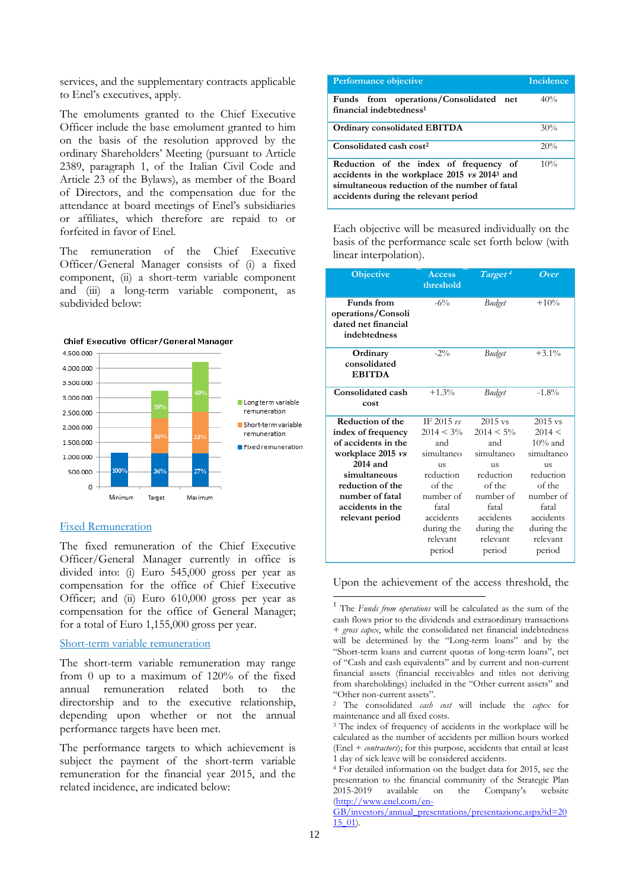services, and the supplementary contracts applicable to Enel's executives, apply.

The emoluments granted to the Chief Executive Officer include the base emolument granted to him on the basis of the resolution approved by the ordinary Shareholders' Meeting (pursuant to Article 2389, paragraph 1, of the Italian Civil Code and Article 23 of the Bylaws), as member of the Board of Directors, and the compensation due for the attendance at board meetings of Enel's subsidiaries or affiliates, which therefore are repaid to or forfeited in favor of Enel.

The remuneration of the Chief Executive Officer/General Manager consists of (i) a fixed component, (ii) a short-term variable component and (iii) a long-term variable component, as subdivided below:

**Chief Executive Officer/General Manager**

| | Minimum | Target | Maximum |
|---|---|---|---|
| Fixed remuneration | 100% | 36% | 27% |
| Short-term variable remuneration | | 36% | 33% |
| Long term variable remuneration | | 28% | 40% |

## Fixed Remuneration

The fixed remuneration of the Chief Executive Officer/General Manager currently in office is divided into: (i) Euro 545,000 gross per year as compensation for the office of Chief Executive Officer; and (ii) Euro 610,000 gross per year as compensation for the office of General Manager; for a total of Euro 1,155,000 gross per year.

## Short-term variable remuneration

The short-term variable remuneration may range from 0 up to a maximum of 120% of the fixed annual remuneration related both to the directorship and to the executive relationship, depending upon whether or not the annual performance targets have been met.

The performance targets to which achievement is subject the payment of the short-term variable remuneration for the financial year 2015, and the related incidence, are indicated below:

| Performance objective | Incidence |
|---|---|
| **Funds from operations/Consolidated net financial indebtedness**[1] | 40% |
| **Ordinary consolidated EBITDA** | 30% |
| **Consolidated cash cost**[2] | 20% |
| **Reduction of the index of frequency of accidents in the workplace 2015 *vs* 2014**[3] **and simultaneous reduction of the number of fatal accidents during the relevant period** | 10% |

Each objective will be measured individually on the basis of the performance scale set forth below (with linear interpolation).

| Objective | Access threshold | *Target*[4] | *Over* |
|---|---|---|---|
| **Funds from operations/Consolidated net financial indebtedness** | -6% | *Budget* | +10% |
| **Ordinary consolidated EBITDA** | -2% | *Budget* | +3.1% |
| **Consolidated cash cost** | +1.3% | *Budget* | -1.8% |
| **Reduction of the index of frequency of accidents in the workplace 2015 *vs* 2014 and simultaneous reduction of the number of fatal accidents in the relevant period** | IF 2015 *vs* 2014 < 3% and simultaneous reduction of the number of fatal accidents during the relevant period | 2015 vs 2014 < 5% and simultaneous reduction of the number of fatal accidents during the relevant period | 2015 vs 2014 < 10% and simultaneous reduction of the number of fatal accidents during the relevant period |

Upon the achievement of the access threshold, the

---

[1] The *Funds from operations* will be calculated as the sum of the cash flows prior to the dividends and extraordinary transactions + *gross capex*, while the consolidated net financial indebtedness will be determined by the "Long-term loans" and by the "Short-term loans and current quotas of long-term loans", net of "Cash and cash equivalents" and by current and non-current financial assets (financial receivables and titles not deriving from shareholdings) included in the "Other current assets" and "Other non-current assets".

[2] The consolidated *cash cost* will include the *capex* for maintenance and all fixed costs.

[3] The index of frequency of accidents in the workplace will be calculated as the number of accidents per million hours worked (Enel + *contractors*); for this purpose, accidents that entail at least 1 day of sick leave will be considered accidents.

[4] For detailed information on the budget data for 2015, see the presentation to the financial community of the Strategic Plan 2015-2019 available on the Company's website (http://www.enel.com/en-GB/investors/annual_presentations/presentazione.aspx?id=2015_01).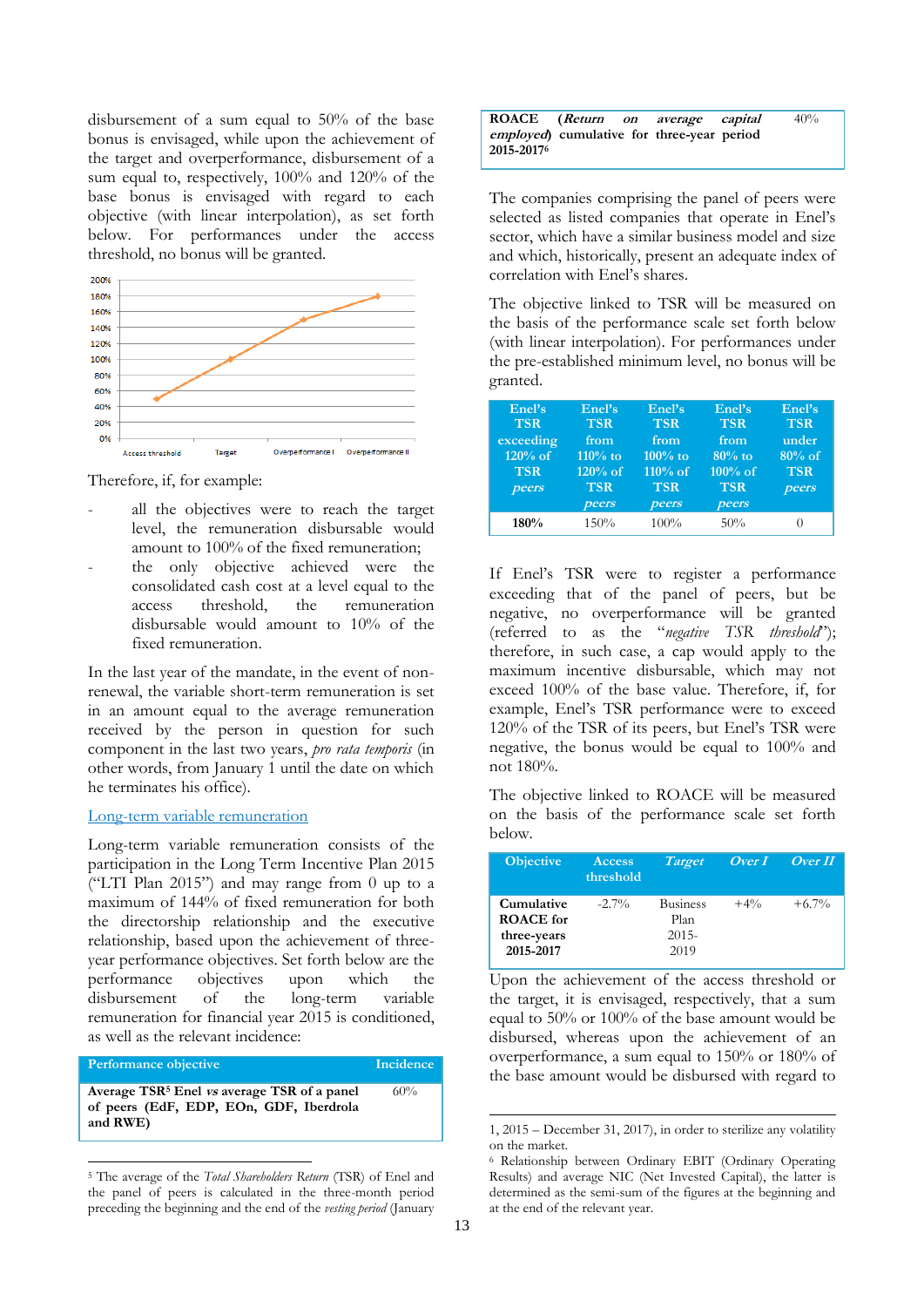disbursement of a sum equal to 50% of the base bonus is envisaged, while upon the achievement of the target and overperformance, disbursement of a sum equal to, respectively, 100% and 120% of the base bonus is envisaged with regard to each objective (with linear interpolation), as set forth below. For performances under the access threshold, no bonus will be granted.

Therefore, if, for example:

- all the objectives were to reach the target level, the remuneration disbursable would amount to 100% of the fixed remuneration;
- the only objective achieved were the consolidated cash cost at a level equal to the access threshold, the remuneration disbursable would amount to 10% of the fixed remuneration.

In the last year of the mandate, in the event of non-renewal, the variable short-term remuneration is set in an amount equal to the average remuneration received by the person in question for such component in the last two years, *pro rata temporis* (in other words, from January 1 until the date on which he terminates his office).

Long-term variable remuneration

Long-term variable remuneration consists of the participation in the Long Term Incentive Plan 2015 ("LTI Plan 2015") and may range from 0 up to a maximum of 144% of fixed remuneration for both the directorship relationship and the executive relationship, based upon the achievement of three-year performance objectives. Set forth below are the performance objectives upon which the disbursement of the long-term variable remuneration for financial year 2015 is conditioned, as well as the relevant incidence:

| Performance objective | Incidence |
|---|---|
| **Average TSR[5] Enel *vs* average TSR of a panel of peers (EdF, EDP, EOn, GDF, Iberdrola and RWE)** | 60% |
| **ROACE (*Return on average capital employed*) cumulative for three-year period 2015-2017[6]** | 40% |

The companies comprising the panel of peers were selected as listed companies that operate in Enel's sector, which have a similar business model and size and which, historically, present an adequate index of correlation with Enel's shares.

The objective linked to TSR will be measured on the basis of the performance scale set forth below (with linear interpolation). For performances under the pre-established minimum level, no bonus will be granted.

| Enel's TSR exceeding 120% of TSR *peers* | Enel's TSR from 110% to 120% of TSR *peers* | Enel's TSR from 100% to 110% of TSR *peers* | Enel's TSR from 80% to 100% of TSR *peers* | Enel's TSR under 80% of TSR *peers* |
|---|---|---|---|---|
| **180%** | 150% | 100% | 50% | 0 |

If Enel's TSR were to register a performance exceeding that of the panel of peers, but be negative, no overperformance will be granted (referred to as the "*negative TSR threshold*"); therefore, in such case, a cap would apply to the maximum incentive disbursable, which may not exceed 100% of the base value. Therefore, if, for example, Enel's TSR performance were to exceed 120% of the TSR of its peers, but Enel's TSR were negative, the bonus would be equal to 100% and not 180%.

The objective linked to ROACE will be measured on the basis of the performance scale set forth below.

| Objective | Access threshold | *Target* | *Over I* | *Over II* |
|---|---|---|---|---|
| **Cumulative ROACE for three-years 2015-2017** | -2.7% | Business Plan 2015-2019 | +4% | +6.7% |

Upon the achievement of the access threshold or the target, it is envisaged, respectively, that a sum equal to 50% or 100% of the base amount would be disbursed, whereas upon the achievement of an overperformance, a sum equal to 150% or 180% of the base amount would be disbursed with regard to

[5] The average of the *Total Shareholders Return* (TSR) of Enel and the panel of peers is calculated in the three-month period preceding the beginning and the end of the *vesting period* (January 1, 2015 – December 31, 2017), in order to sterilize any volatility on the market.

[6] Relationship between Ordinary EBIT (Ordinary Operating Results) and average NIC (Net Invested Capital), the latter is determined as the semi-sum of the figures at the beginning and at the end of the relevant year.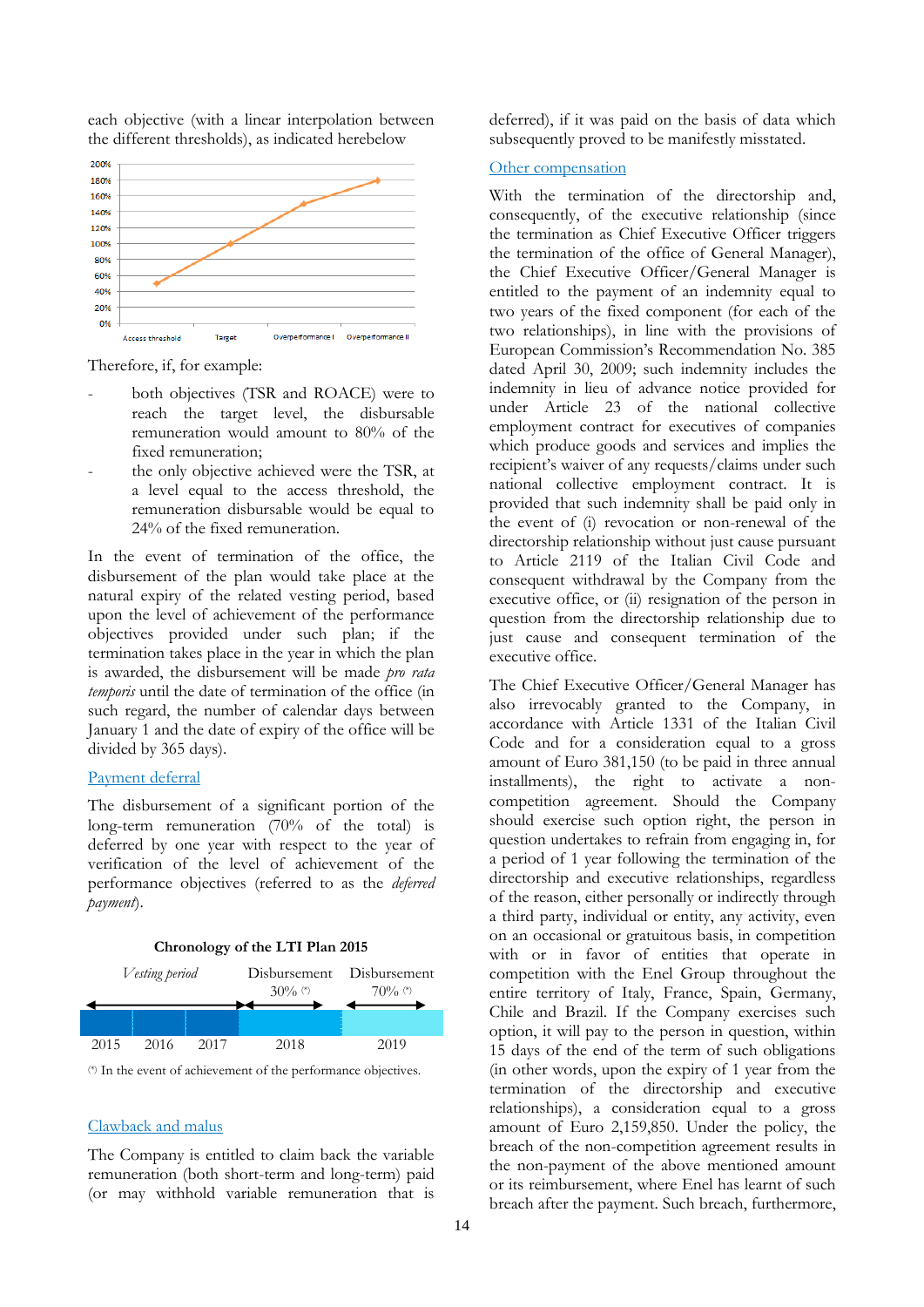each objective (with a linear interpolation between the different thresholds), as indicated herebelow

Therefore, if, for example:

- both objectives (TSR and ROACE) were to reach the target level, the disbursable remuneration would amount to 80% of the fixed remuneration;
- the only objective achieved were the TSR, at a level equal to the access threshold, the remuneration disbursable would be equal to 24% of the fixed remuneration.

In the event of termination of the office, the disbursement of the plan would take place at the natural expiry of the related vesting period, based upon the level of achievement of the performance objectives provided under such plan; if the termination takes place in the year in which the plan is awarded, the disbursement will be made *pro rata temporis* until the date of termination of the office (in such regard, the number of calendar days between January 1 and the date of expiry of the office will be divided by 365 days).

## Payment deferral

The disbursement of a significant portion of the long-term remuneration (70% of the total) is deferred by one year with respect to the year of verification of the level of achievement of the performance objectives (referred to as the *deferred payment*).

**Chronology of the LTI Plan 2015**

| *Vesting period* | | | Disbursement 30% (*) | Disbursement 70% (*) |
|---|---|---|---|---|
| 2015 | 2016 | 2017 | 2018 | 2019 |

(*) In the event of achievement of the performance objectives.

## Clawback and malus

The Company is entitled to claim back the variable remuneration (both short-term and long-term) paid (or may withhold variable remuneration that is deferred), if it was paid on the basis of data which subsequently proved to be manifestly misstated.

## Other compensation

With the termination of the directorship and, consequently, of the executive relationship (since the termination as Chief Executive Officer triggers the termination of the office of General Manager), the Chief Executive Officer/General Manager is entitled to the payment of an indemnity equal to two years of the fixed component (for each of the two relationships), in line with the provisions of European Commission's Recommendation No. 385 dated April 30, 2009; such indemnity includes the indemnity in lieu of advance notice provided for under Article 23 of the national collective employment contract for executives of companies which produce goods and services and implies the recipient's waiver of any requests/claims under such national collective employment contract. It is provided that such indemnity shall be paid only in the event of (i) revocation or non-renewal of the directorship relationship without just cause pursuant to Article 2119 of the Italian Civil Code and consequent withdrawal by the Company from the executive office, or (ii) resignation of the person in question from the directorship relationship due to just cause and consequent termination of the executive office.

The Chief Executive Officer/General Manager has also irrevocably granted to the Company, in accordance with Article 1331 of the Italian Civil Code and for a consideration equal to a gross amount of Euro 381,150 (to be paid in three annual installments), the right to activate a non-competition agreement. Should the Company should exercise such option right, the person in question undertakes to refrain from engaging in, for a period of 1 year following the termination of the directorship and executive relationships, regardless of the reason, either personally or indirectly through a third party, individual or entity, any activity, even on an occasional or gratuitous basis, in competition with or in favor of entities that operate in competition with the Enel Group throughout the entire territory of Italy, France, Spain, Germany, Chile and Brazil. If the Company exercises such option, it will pay to the person in question, within 15 days of the end of the term of such obligations (in other words, upon the expiry of 1 year from the termination of the directorship and executive relationships), a consideration equal to a gross amount of Euro 2,159,850. Under the policy, the breach of the non-competition agreement results in the non-payment of the above mentioned amount or its reimbursement, where Enel has learnt of such breach after the payment. Such breach, furthermore,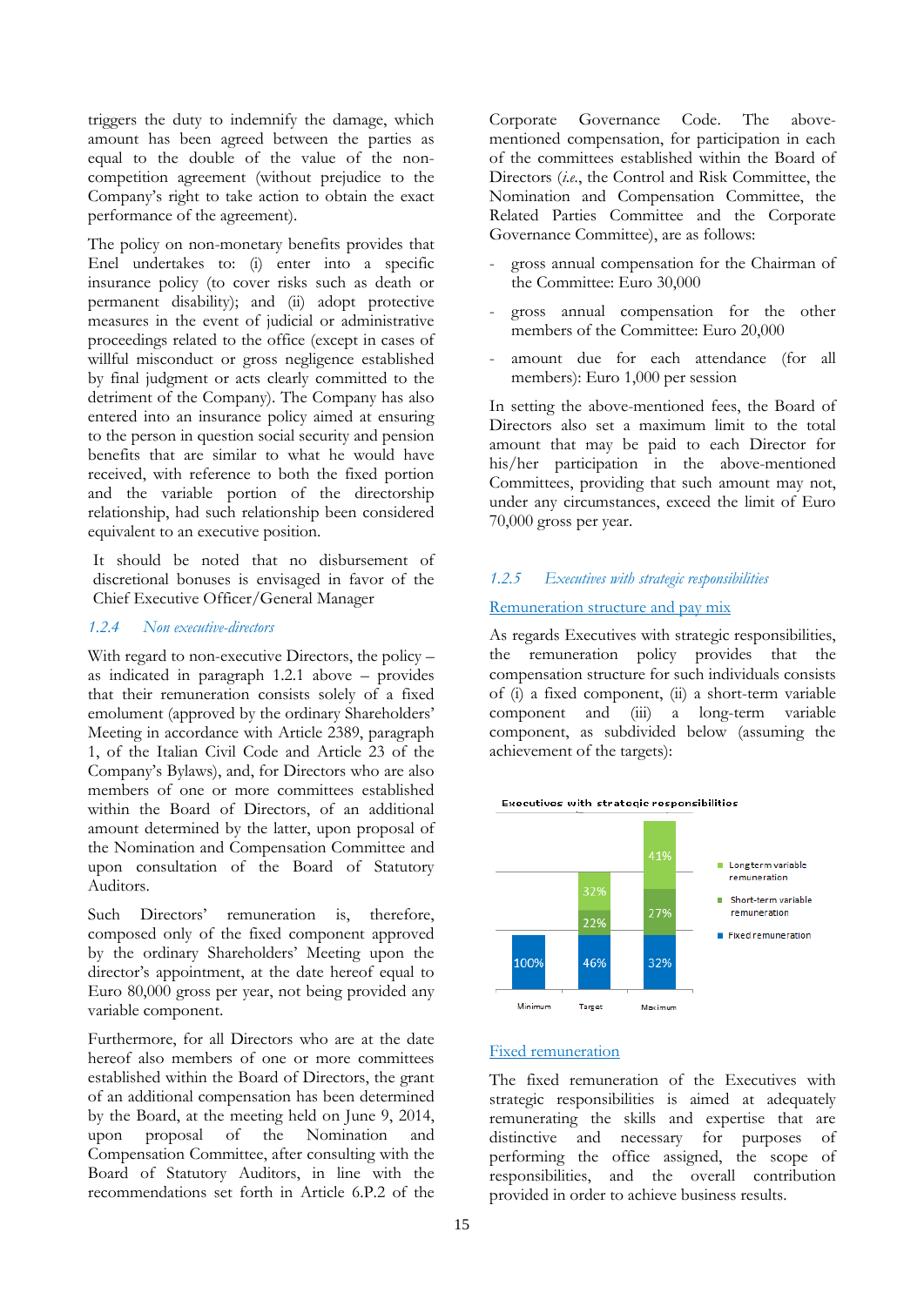triggers the duty to indemnify the damage, which amount has been agreed between the parties as equal to the double of the value of the non-competition agreement (without prejudice to the Company's right to take action to obtain the exact performance of the agreement).

The policy on non-monetary benefits provides that Enel undertakes to: (i) enter into a specific insurance policy (to cover risks such as death or permanent disability); and (ii) adopt protective measures in the event of judicial or administrative proceedings related to the office (except in cases of willful misconduct or gross negligence established by final judgment or acts clearly committed to the detriment of the Company). The Company has also entered into an insurance policy aimed at ensuring to the person in question social security and pension benefits that are similar to what he would have received, with reference to both the fixed portion and the variable portion of the directorship relationship, had such relationship been considered equivalent to an executive position.

It should be noted that no disbursement of discretional bonuses is envisaged in favor of the Chief Executive Officer/General Manager

### *1.2.4 Non executive-directors*

With regard to non-executive Directors, the policy – as indicated in paragraph 1.2.1 above – provides that their remuneration consists solely of a fixed emolument (approved by the ordinary Shareholders' Meeting in accordance with Article 2389, paragraph 1, of the Italian Civil Code and Article 23 of the Company's Bylaws), and, for Directors who are also members of one or more committees established within the Board of Directors, of an additional amount determined by the latter, upon proposal of the Nomination and Compensation Committee and upon consultation of the Board of Statutory Auditors.

Such Directors' remuneration is, therefore, composed only of the fixed component approved by the ordinary Shareholders' Meeting upon the director's appointment, at the date hereof equal to Euro 80,000 gross per year, not being provided any variable component.

Furthermore, for all Directors who are at the date hereof also members of one or more committees established within the Board of Directors, the grant of an additional compensation has been determined by the Board, at the meeting held on June 9, 2014, upon proposal of the Nomination and Compensation Committee, after consulting with the Board of Statutory Auditors, in line with the recommendations set forth in Article 6.P.2 of the Corporate Governance Code. The above-mentioned compensation, for participation in each of the committees established within the Board of Directors (*i.e.*, the Control and Risk Committee, the Nomination and Compensation Committee, the Related Parties Committee and the Corporate Governance Committee), are as follows:

- gross annual compensation for the Chairman of the Committee: Euro 30,000
- gross annual compensation for the other members of the Committee: Euro 20,000
- amount due for each attendance (for all members): Euro 1,000 per session

In setting the above-mentioned fees, the Board of Directors also set a maximum limit to the total amount that may be paid to each Director for his/her participation in the above-mentioned Committees, providing that such amount may not, under any circumstances, exceed the limit of Euro 70,000 gross per year.

### *1.2.5 Executives with strategic responsibilities*

Remuneration structure and pay mix

As regards Executives with strategic responsibilities, the remuneration policy provides that the compensation structure for such individuals consists of (i) a fixed component, (ii) a short-term variable component and (iii) a long-term variable component, as subdivided below (assuming the achievement of the targets):

**Executives with strategic responsibilities**

| | Minimum | Target | Maximum |
|---|---|---|---|
| Long term variable remuneration | | 32% | 41% |
| Short-term variable remuneration | | 22% | 27% |
| Fixed remuneration | 100% | 46% | 32% |

Fixed remuneration

The fixed remuneration of the Executives with strategic responsibilities is aimed at adequately remunerating the skills and expertise that are distinctive and necessary for purposes of performing the office assigned, the scope of responsibilities, and the overall contribution provided in order to achieve business results.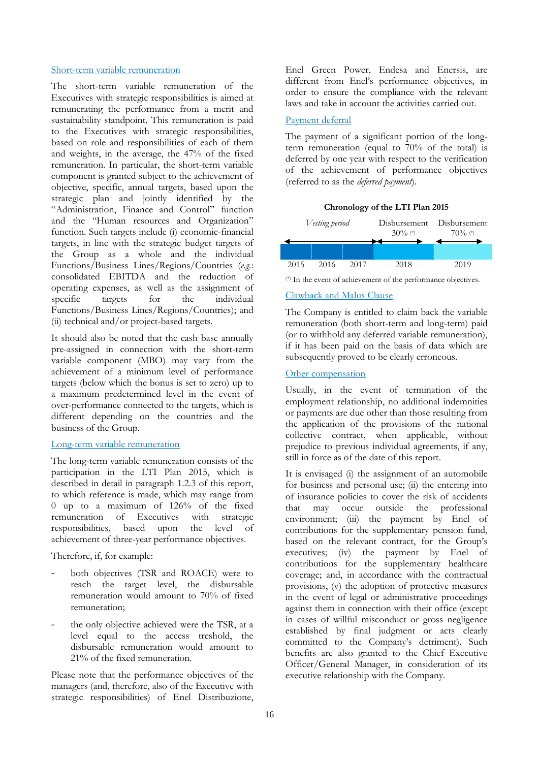### Short-term variable remuneration

The short-term variable remuneration of the Executives with strategic responsibilities is aimed at remunerating the performance from a merit and sustainability standpoint. This remuneration is paid to the Executives with strategic responsibilities, based on role and responsibilities of each of them and weights, in the average, the 47% of the fixed remuneration. In particular, the short-term variable component is granted subject to the achievement of objective, specific, annual targets, based upon the strategic plan and jointly identified by the "Administration, Finance and Control" function and the "Human resources and Organization" function. Such targets include (i) economic-financial targets, in line with the strategic budget targets of the Group as a whole and the individual Functions/Business Lines/Regions/Countries (*e.g.*: consolidated EBITDA and the reduction of operating expenses, as well as the assignment of specific targets for the individual Functions/Business Lines/Regions/Countries); and (ii) technical and/or project-based targets.

It should also be noted that the cash base annually pre-assigned in connection with the short-term variable component (MBO) may vary from the achievement of a minimum level of performance targets (below which the bonus is set to zero) up to a maximum predetermined level in the event of over-performance connected to the targets, which is different depending on the countries and the business of the Group.

### Long-term variable remuneration

The long-term variable remuneration consists of the participation in the LTI Plan 2015, which is described in detail in paragraph 1.2.3 of this report, to which reference is made, which may range from 0 up to a maximum of 126% of the fixed remuneration of Executives with strategic responsibilities, based upon the level of achievement of three-year performance objectives.

Therefore, if, for example:

- both objectives (TSR and ROACE) were to reach the target level, the disbursable remuneration would amount to 70% of fixed remuneration;
- the only objective achieved were the TSR, at a level equal to the access treshold, the disbursable remuneration would amount to 21% of the fixed remuneration.

Please note that the performance objectives of the managers (and, therefore, also of the Executive with strategic responsibilities) of Enel Distribuzione, Enel Green Power, Endesa and Enersis, are different from Enel's performance objectives, in order to ensure the compliance with the relevant laws and take in account the activities carried out.

### Payment deferral

The payment of a significant portion of the long-term remuneration (equal to 70% of the total) is deferred by one year with respect to the verification of the achievement of performance objectives (referred to as the *deferred payment*).

**Chronology of the LTI Plan 2015**

| *Vesting period* | | | Disbursement 30% [(*)] | Disbursement 70% [(*)] |
|---|---|---|---|---|
| 2015 | 2016 | 2017 | 2018 | 2019 |

[(*)] In the event of achievement of the performance objectives.

### Clawback and Malus Clause

The Company is entitled to claim back the variable remuneration (both short-term and long-term) paid (or to withhold any deferred variable remuneration), if it has been paid on the basis of data which are subsequently proved to be clearly erroneous.

### Other compensation

Usually, in the event of termination of the employment relationship, no additional indemnities or payments are due other than those resulting from the application of the provisions of the national collective contract, when applicable, without prejudice to previous individual agreements, if any, still in force as of the date of this report.

It is envisaged (i) the assignment of an automobile for business and personal use; (ii) the entering into of insurance policies to cover the risk of accidents that may occur outside the professional environment; (iii) the payment by Enel of contributions for the supplementary pension fund, based on the relevant contract, for the Group's executives; (iv) the payment by Enel of contributions for the supplementary healthcare coverage; and, in accordance with the contractual provisions, (v) the adoption of protective measures in the event of legal or administrative proceedings against them in connection with their office (except in cases of willful misconduct or gross negligence established by final judgment or acts clearly committed to the Company's detriment). Such benefits are also granted to the Chief Executive Officer/General Manager, in consideration of its executive relationship with the Company.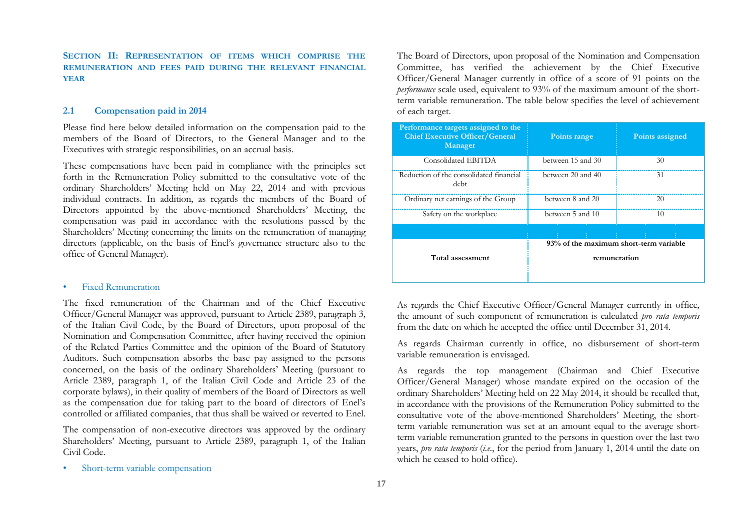## SECTION II: REPRESENTATION OF ITEMS WHICH COMPRISE THE REMUNERATION AND FEES PAID DURING THE RELEVANT FINANCIAL YEAR

### 2.1 Compensation paid in 2014

Please find here below detailed information on the compensation paid to the members of the Board of Directors, to the General Manager and to the Executives with strategic responsibilities, on an accrual basis.

These compensations have been paid in compliance with the principles set forth in the Remuneration Policy submitted to the consultative vote of the ordinary Shareholders' Meeting held on May 22, 2014 and with previous individual contracts. In addition, as regards the members of the Board of Directors appointed by the above-mentioned Shareholders' Meeting, the compensation was paid in accordance with the resolutions passed by the Shareholders' Meeting concerning the limits on the remuneration of managing directors (applicable, on the basis of Enel's governance structure also to the office of General Manager).

- Fixed Remuneration

The fixed remuneration of the Chairman and of the Chief Executive Officer/General Manager was approved, pursuant to Article 2389, paragraph 3, of the Italian Civil Code, by the Board of Directors, upon proposal of the Nomination and Compensation Committee, after having received the opinion of the Related Parties Committee and the opinion of the Board of Statutory Auditors. Such compensation absorbs the base pay assigned to the persons concerned, on the basis of the ordinary Shareholders' Meeting (pursuant to Article 2389, paragraph 1, of the Italian Civil Code and Article 23 of the corporate bylaws), in their quality of members of the Board of Directors as well as the compensation due for taking part to the board of directors of Enel's controlled or affiliated companies, that thus shall be waived or reverted to Enel.

The compensation of non-executive directors was approved by the ordinary Shareholders' Meeting, pursuant to Article 2389, paragraph 1, of the Italian Civil Code.

- Short-term variable compensation

The Board of Directors, upon proposal of the Nomination and Compensation Committee, has verified the achievement by the Chief Executive Officer/General Manager currently in office of a score of 91 points on the *performance* scale used, equivalent to 93% of the maximum amount of the short-term variable remuneration. The table below specifies the level of achievement of each target.

| Performance targets assigned to the Chief Executive Officer/General Manager | Points range | Points assigned |
|---|---|---|
| Consolidated EBITDA | between 15 and 30 | 30 |
| Reduction of the consolidated financial debt | between 20 and 40 | 31 |
| Ordinary net earnings of the Group | between 8 and 20 | 20 |
| Safety on the workplace | between 5 and 10 | 10 |
| | | |
| **Total assessment** | **93% of the maximum short-term variable remuneration** | |

As regards the Chief Executive Officer/General Manager currently in office, the amount of such component of remuneration is calculated *pro rata temporis* from the date on which he accepted the office until December 31, 2014.

As regards Chairman currently in office, no disbursement of short-term variable remuneration is envisaged.

As regards the top management (Chairman and Chief Executive Officer/General Manager) whose mandate expired on the occasion of the ordinary Shareholders' Meeting held on 22 May 2014, it should be recalled that, in accordance with the provisions of the Remuneration Policy submitted to the consultative vote of the above-mentioned Shareholders' Meeting, the short-term variable remuneration was set at an amount equal to the average short-term variable remuneration granted to the persons in question over the last two years, *pro rata temporis* (*i.e.*, for the period from January 1, 2014 until the date on which he ceased to hold office).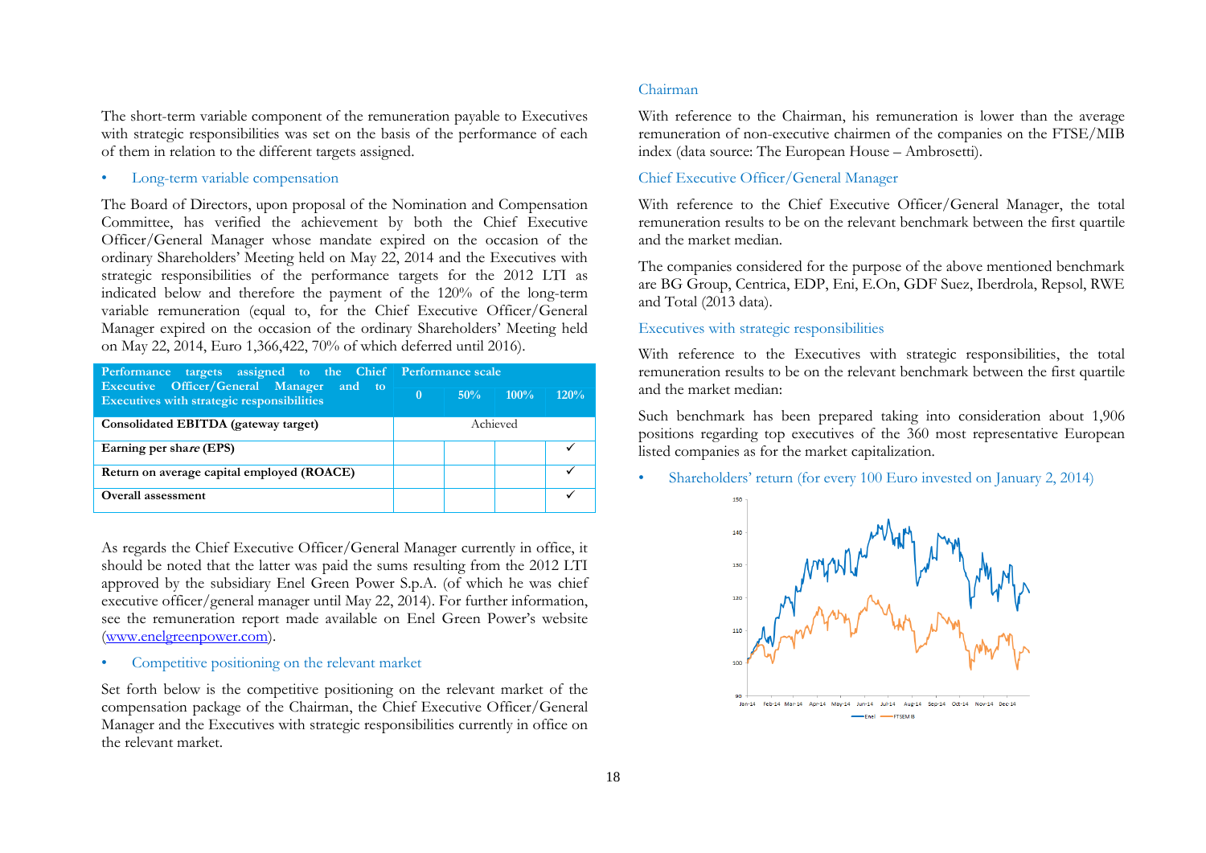The short-term variable component of the remuneration payable to Executives with strategic responsibilities was set on the basis of the performance of each of them in relation to the different targets assigned.

- Long-term variable compensation

The Board of Directors, upon proposal of the Nomination and Compensation Committee, has verified the achievement by both the Chief Executive Officer/General Manager whose mandate expired on the occasion of the ordinary Shareholders' Meeting held on May 22, 2014 and the Executives with strategic responsibilities of the performance targets for the 2012 LTI as indicated below and therefore the payment of the 120% of the long-term variable remuneration (equal to, for the Chief Executive Officer/General Manager expired on the occasion of the ordinary Shareholders' Meeting held on May 22, 2014, Euro 1,366,422, 70% of which deferred until 2016).

| Performance targets assigned to the Chief Executive Officer/General Manager and to Executives with strategic responsibilities | Performance scale | | | |
|---|---|---|---|---|
| | 0 | 50% | 100% | 120% |
| **Consolidated EBITDA (gateway target)** | Achieved | | | |
| **Earning per share (EPS)** | | | | ✓ |
| **Return on average capital employed (ROACE)** | | | | ✓ |
| **Overall assessment** | | | | ✓ |

As regards the Chief Executive Officer/General Manager currently in office, it should be noted that the latter was paid the sums resulting from the 2012 LTI approved by the subsidiary Enel Green Power S.p.A. (of which he was chief executive officer/general manager until May 22, 2014). For further information, see the remuneration report made available on Enel Green Power's website (www.enelgreenpower.com).

- Competitive positioning on the relevant market

Set forth below is the competitive positioning on the relevant market of the compensation package of the Chairman, the Chief Executive Officer/General Manager and the Executives with strategic responsibilities currently in office on the relevant market.

### Chairman

With reference to the Chairman, his remuneration is lower than the average remuneration of non-executive chairmen of the companies on the FTSE/MIB index (data source: The European House – Ambrosetti).

### Chief Executive Officer/General Manager

With reference to the Chief Executive Officer/General Manager, the total remuneration results to be on the relevant benchmark between the first quartile and the market median.

The companies considered for the purpose of the above mentioned benchmark are BG Group, Centrica, EDP, Eni, E.On, GDF Suez, Iberdrola, Repsol, RWE and Total (2013 data).

### Executives with strategic responsibilities

With reference to the Executives with strategic responsibilities, the total remuneration results to be on the relevant benchmark between the first quartile and the market median:

Such benchmark has been prepared taking into consideration about 1,906 positions regarding top executives of the 360 most representative European listed companies as for the market capitalization.

- Shareholders' return (for every 100 Euro invested on January 2, 2014)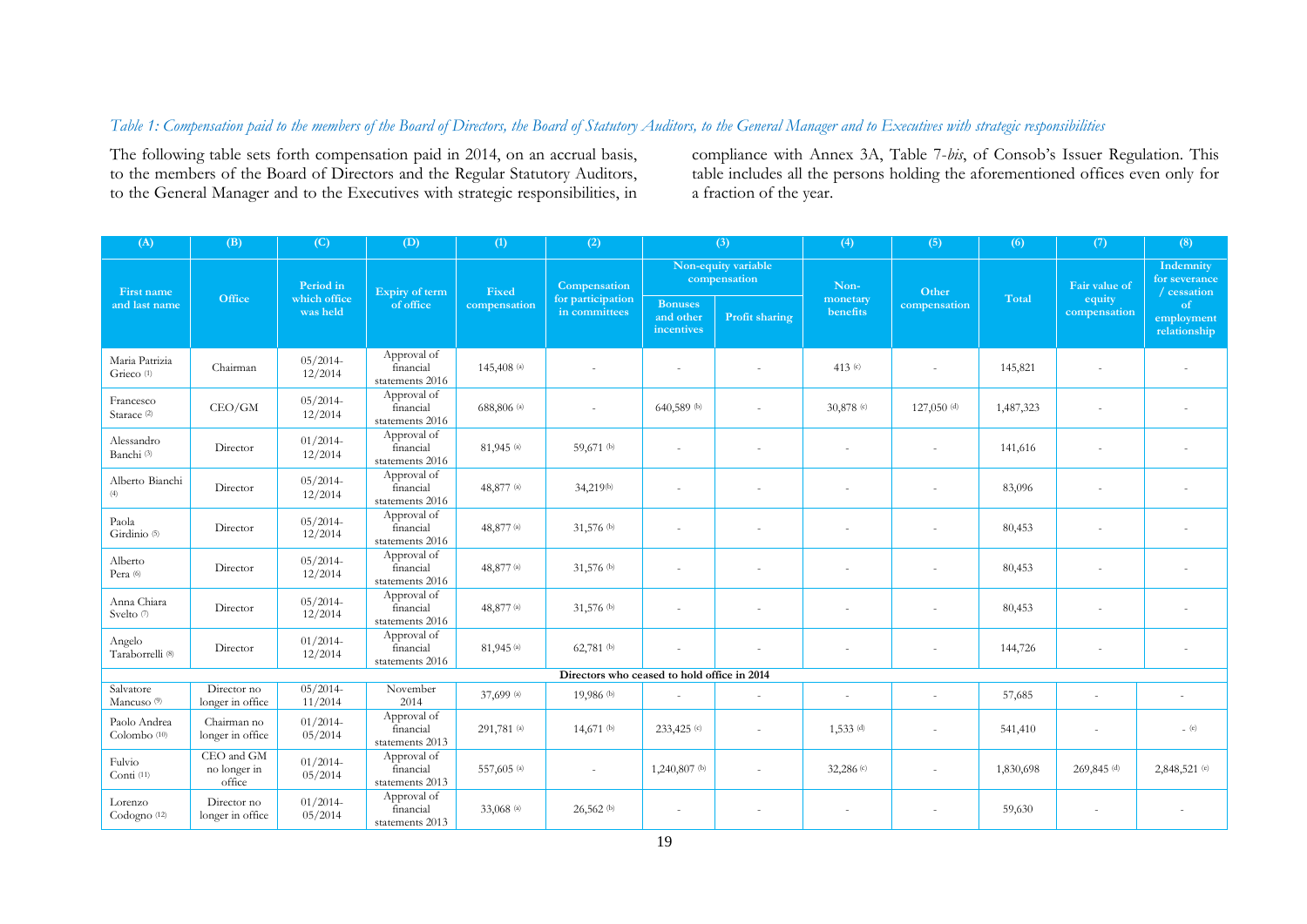*Table 1: Compensation paid to the members of the Board of Directors, the Board of Statutory Auditors, to the General Manager and to Executives with strategic responsibilities*

The following table sets forth compensation paid in 2014, on an accrual basis, to the members of the Board of Directors and the Regular Statutory Auditors, to the General Manager and to the Executives with strategic responsibilities, in compliance with Annex 3A, Table 7-*bis*, of Consob's Issuer Regulation. This table includes all the persons holding the aforementioned offices even only for a fraction of the year.

| (A) | (B) | (C) | (D) | (1) | (2) | (3) | | (4) | (5) | (6) | (7) | (8) |
|---|---|---|---|---|---|---|---|---|---|---|---|---|
| First name and last name | Office | Period in which office was held | Expiry of term of office | Fixed compensation | Compensation for participation in committees | Non-equity variable compensation | | Non-monetary benefits | Other compensation | Total | Fair value of equity compensation | Indemnity for severance / cessation of employment relationship |
| | | | | | | Bonuses and other incentives | Profit sharing | | | | | |
| Maria Patrizia Grieco (1) | Chairman | 05/2014-12/2014 | Approval of financial statements 2016 | 145,408 (a) | - | - | - | 413 (c) | - | 145,821 | - | - |
| Francesco Starace (2) | CEO/GM | 05/2014-12/2014 | Approval of financial statements 2016 | 688,806 (a) | - | 640,589 (b) | - | 30,878 (c) | 127,050 (d) | 1,487,323 | - | - |
| Alessandro Banchi (3) | Director | 01/2014-12/2014 | Approval of financial statements 2016 | 81,945 (a) | 59,671 (b) | - | - | - | - | 141,616 | - | - |
| Alberto Bianchi (4) | Director | 05/2014-12/2014 | Approval of financial statements 2016 | 48,877 (a) | 34,219(b) | - | - | - | - | 83,096 | - | - |
| Paola Girdinio (5) | Director | 05/2014-12/2014 | Approval of financial statements 2016 | 48,877 (a) | 31,576 (b) | - | - | - | - | 80,453 | - | - |
| Alberto Pera (6) | Director | 05/2014-12/2014 | Approval of financial statements 2016 | 48,877 (a) | 31,576 (b) | - | - | - | - | 80,453 | - | - |
| Anna Chiara Svelto (7) | Director | 05/2014-12/2014 | Approval of financial statements 2016 | 48,877 (a) | 31,576 (b) | - | - | - | - | 80,453 | - | - |
| Angelo Taraborrelli (8) | Director | 01/2014-12/2014 | Approval of financial statements 2016 | 81,945 (a) | 62,781 (b) | - | - | - | - | 144,726 | - | - |
| **Directors who ceased to hold office in 2014** | | | | | | | | | | | | |
| Salvatore Mancuso (9) | Director no longer in office | 05/2014-11/2014 | November 2014 | 37,699 (a) | 19,986 (b) | - | - | - | - | 57,685 | - | - |
| Paolo Andrea Colombo (10) | Chairman no longer in office | 01/2014-05/2014 | Approval of financial statements 2013 | 291,781 (a) | 14,671 (b) | 233,425 (c) | - | 1,533 (d) | - | 541,410 | - | - (e) |
| Fulvio Conti (11) | CEO and GM no longer in office | 01/2014-05/2014 | Approval of financial statements 2013 | 557,605 (a) | - | 1,240,807 (b) | - | 32,286 (c) | - | 1,830,698 | 269,845 (d) | 2,848,521 (e) |
| Lorenzo Codogno (12) | Director no longer in office | 01/2014-05/2014 | Approval of financial statements 2013 | 33,068 (a) | 26,562 (b) | - | - | - | - | 59,630 | - | - |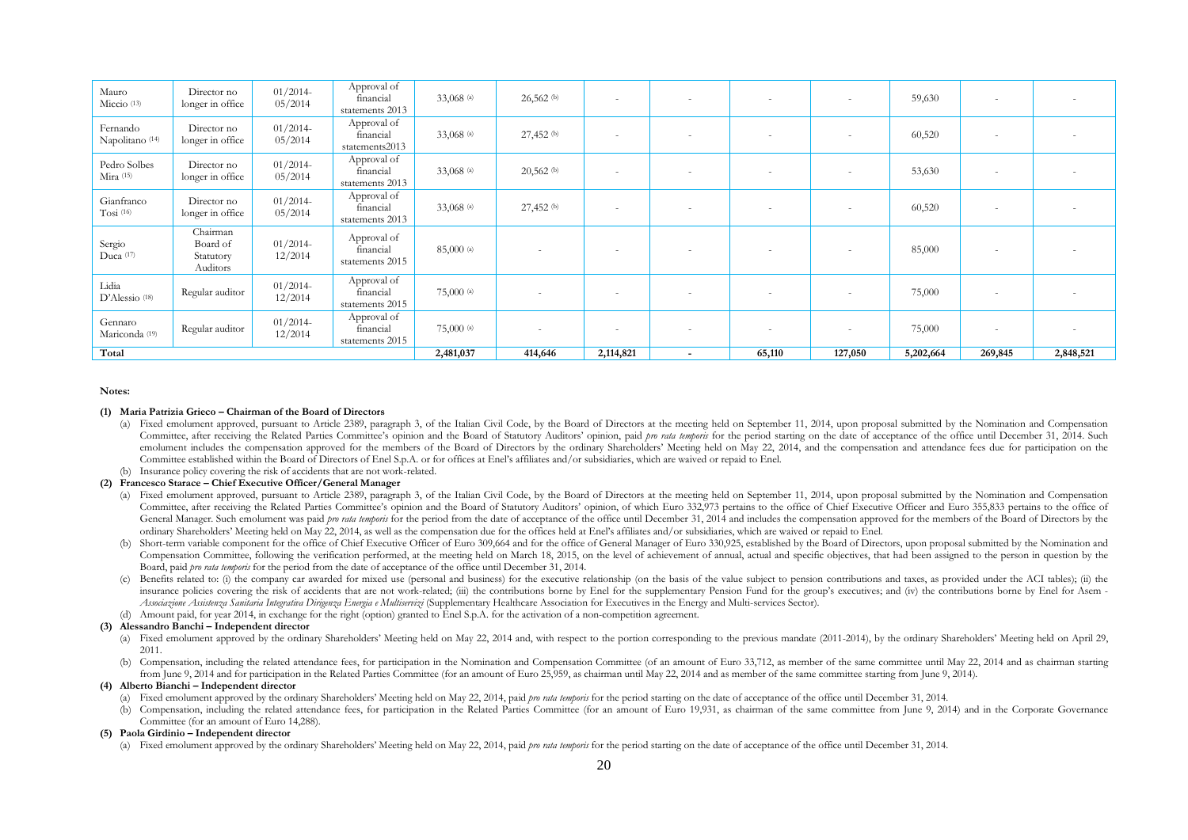| Mauro Miccio [13] | Director no longer in office | 01/2014-05/2014 | Approval of financial statements 2013 | 33,068 [a] | 26,562 [b] | - | - | - | - | 59,630 | - | - |
|---|---|---|---|---|---|---|---|---|---|---|---|---|
| Fernando Napolitano [14] | Director no longer in office | 01/2014-05/2014 | Approval of financial statements2013 | 33,068 [a] | 27,452 [b] | - | - | - | - | 60,520 | - | - |
| Pedro Solbes Mira [15] | Director no longer in office | 01/2014-05/2014 | Approval of financial statements 2013 | 33,068 [a] | 20,562 [b] | - | - | - | - | 53,630 | - | - |
| Gianfranco Tosi [16] | Director no longer in office | 01/2014-05/2014 | Approval of financial statements 2013 | 33,068 [a] | 27,452 [b] | - | - | - | - | 60,520 | - | - |
| Sergio Duca [17] | Chairman Board of Statutory Auditors | 01/2014-12/2014 | Approval of financial statements 2015 | 85,000 [a] | - | - | - | - | - | 85,000 | - | - |
| Lidia D'Alessio [18] | Regular auditor | 01/2014-12/2014 | Approval of financial statements 2015 | 75,000 [a] | - | - | - | - | - | 75,000 | - | - |
| Gennaro Mariconda [19] | Regular auditor | 01/2014-12/2014 | Approval of financial statements 2015 | 75,000 [a] | - | - | - | - | - | 75,000 | - | - |
| **Total** | | | | **2,481,037** | **414,646** | **2,114,821** | **-** | **65,110** | **127,050** | **5,202,664** | **269,845** | **2,848,521** |

**Notes:**

**(1) Maria Patrizia Grieco – Chairman of the Board of Directors**

(a) Fixed emolument approved, pursuant to Article 2389, paragraph 3, of the Italian Civil Code, by the Board of Directors at the meeting held on September 11, 2014, upon proposal submitted by the Nomination and Compensation Committee, after receiving the Related Parties Committee's opinion and the Board of Statutory Auditors' opinion, paid *pro rata temporis* for the period starting on the date of acceptance of the office until December 31, 2014. Such emolument includes the compensation approved for the members of the Board of Directors by the ordinary Shareholders' Meeting held on May 22, 2014, and the compensation and attendance fees due for participation on the Committee established within the Board of Directors of Enel S.p.A. or for offices at Enel's affiliates and/or subsidiaries, which are waived or repaid to Enel.

(b) Insurance policy covering the risk of accidents that are not work-related.

**(2) Francesco Starace – Chief Executive Officer/General Manager**

(a) Fixed emolument approved, pursuant to Article 2389, paragraph 3, of the Italian Civil Code, by the Board of Directors at the meeting held on September 11, 2014, upon proposal submitted by the Nomination and Compensation Committee, after receiving the Related Parties Committee's opinion and the Board of Statutory Auditors' opinion, of which Euro 332,973 pertains to the office of Chief Executive Officer and Euro 355,833 pertains to the office of General Manager. Such emolument was paid *pro rata temporis* for the period from the date of acceptance of the office until December 31, 2014 and includes the compensation approved for the members of the Board of Directors by the ordinary Shareholders' Meeting held on May 22, 2014, as well as the compensation due for the offices held at Enel's affiliates and/or subsidiaries, which are waived or repaid to Enel.

(b) Short-term variable component for the office of Chief Executive Officer of Euro 309,664 and for the office of General Manager of Euro 330,925, established by the Board of Directors, upon proposal submitted by the Nomination and Compensation Committee, following the verification performed, at the meeting held on March 18, 2015, on the level of achievement of annual, actual and specific objectives, that had been assigned to the person in question by the Board, paid *pro rata temporis* for the period from the date of acceptance of the office until December 31, 2014.

(c) Benefits related to: (i) the company car awarded for mixed use (personal and business) for the executive relationship (on the basis of the value subject to pension contributions and taxes, as provided under the ACI tables); (ii) the insurance policies covering the risk of accidents that are not work-related; (iii) the contributions borne by Enel for the supplementary Pension Fund for the group's executives; and (iv) the contributions borne by Enel for Asem - *Associazione Assistenza Sanitaria Integrativa Dirigenza Energia e Multiservizi* (Supplementary Healthcare Association for Executives in the Energy and Multi-services Sector).

(d) Amount paid, for year 2014, in exchange for the right (option) granted to Enel S.p.A. for the activation of a non-competition agreement.

**(3) Alessandro Banchi – Independent director**

(a) Fixed emolument approved by the ordinary Shareholders' Meeting held on May 22, 2014 and, with respect to the portion corresponding to the previous mandate (2011-2014), by the ordinary Shareholders' Meeting held on April 29, 2011.

(b) Compensation, including the related attendance fees, for participation in the Nomination and Compensation Committee (of an amount of Euro 33,712, as member of the same committee until May 22, 2014 and as chairman starting from June 9, 2014 and for participation in the Related Parties Committee (for an amount of Euro 25,959, as chairman until May 22, 2014 and as member of the same committee starting from June 9, 2014).

**(4) Alberto Bianchi – Independent director**

(a) Fixed emolument approved by the ordinary Shareholders' Meeting held on May 22, 2014, paid *pro rata temporis* for the period starting on the date of acceptance of the office until December 31, 2014.

(b) Compensation, including the related attendance fees, for participation in the Related Parties Committee (for an amount of Euro 19,931, as chairman of the same committee from June 9, 2014) and in the Corporate Governance Committee (for an amount of Euro 14,288).

**(5) Paola Girdinio – Independent director**

(a) Fixed emolument approved by the ordinary Shareholders' Meeting held on May 22, 2014, paid *pro rata temporis* for the period starting on the date of acceptance of the office until December 31, 2014.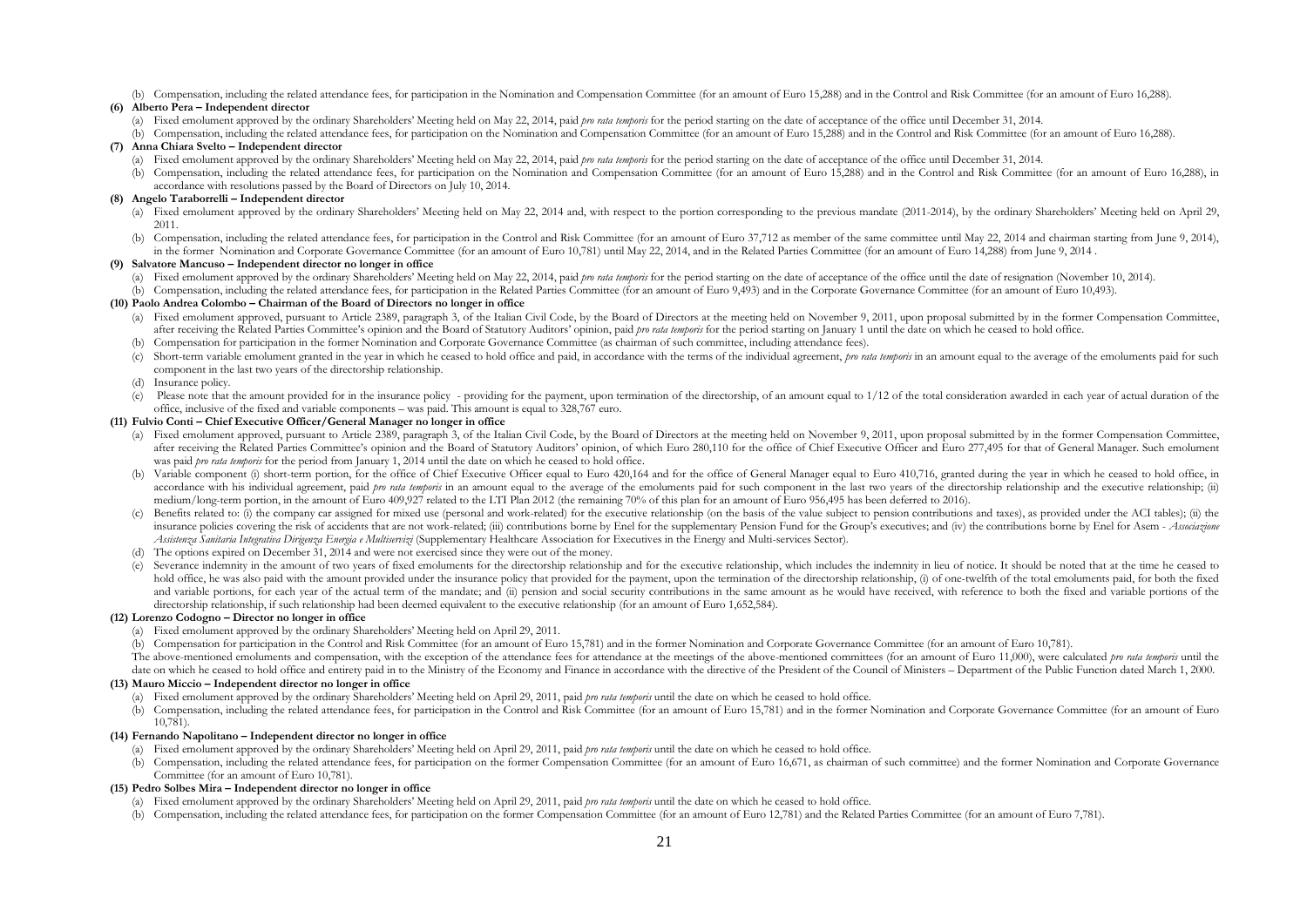(b) Compensation, including the related attendance fees, for participation in the Nomination and Compensation Committee (for an amount of Euro 15,288) and in the Control and Risk Committee (for an amount of Euro 16,288).

**(6) Alberto Pera – Independent director**

(a) Fixed emolument approved by the ordinary Shareholders' Meeting held on May 22, 2014, paid *pro rata temporis* for the period starting on the date of acceptance of the office until December 31, 2014.

(b) Compensation, including the related attendance fees, for participation on the Nomination and Compensation Committee (for an amount of Euro 15,288) and in the Control and Risk Committee (for an amount of Euro 16,288).

**(7) Anna Chiara Svelto – Independent director**

(a) Fixed emolument approved by the ordinary Shareholders' Meeting held on May 22, 2014, paid *pro rata temporis* for the period starting on the date of acceptance of the office until December 31, 2014.

(b) Compensation, including the related attendance fees, for participation on the Nomination and Compensation Committee (for an amount of Euro 15,288) and in the Control and Risk Committee (for an amount of Euro 16,288), in accordance with resolutions passed by the Board of Directors on July 10, 2014.

**(8) Angelo Taraborrelli – Independent director**

(a) Fixed emolument approved by the ordinary Shareholders' Meeting held on May 22, 2014 and, with respect to the portion corresponding to the previous mandate (2011-2014), by the ordinary Shareholders' Meeting held on April 29, 2011.

(b) Compensation, including the related attendance fees, for participation in the Control and Risk Committee (for an amount of Euro 37,712 as member of the same committee until May 22, 2014 and chairman starting from June 9, 2014), in the former Nomination and Corporate Governance Committee (for an amount of Euro 10,781) until May 22, 2014, and in the Related Parties Committee (for an amount of Euro 14,288) from June 9, 2014 .

**(9) Salvatore Mancuso – Independent director no longer in office**

(a) Fixed emolument approved by the ordinary Shareholders' Meeting held on May 22, 2014, paid *pro rata temporis* for the period starting on the date of acceptance of the office until the date of resignation (November 10, 2014).

(b) Compensation, including the related attendance fees, for participation in the Related Parties Committee (for an amount of Euro 9,493) and in the Corporate Governance Committee (for an amount of Euro 10,493).

**(10) Paolo Andrea Colombo – Chairman of the Board of Directors no longer in office**

(a) Fixed emolument approved, pursuant to Article 2389, paragraph 3, of the Italian Civil Code, by the Board of Directors at the meeting held on November 9, 2011, upon proposal submitted by in the former Compensation Committee, after receiving the Related Parties Committee's opinion and the Board of Statutory Auditors' opinion, paid *pro rata temporis* for the period starting on January 1 until the date on which he ceased to hold office.

(b) Compensation for participation in the former Nomination and Corporate Governance Committee (as chairman of such committee, including attendance fees).

(c) Short-term variable emolument granted in the year in which he ceased to hold office and paid, in accordance with the terms of the individual agreement, *pro rata temporis* in an amount equal to the average of the emoluments paid for such component in the last two years of the directorship relationship.

(d) Insurance policy.

(e) Please note that the amount provided for in the insurance policy - providing for the payment, upon termination of the directorship, of an amount equal to 1/12 of the total consideration awarded in each year of actual duration of the office, inclusive of the fixed and variable components – was paid. This amount is equal to 328,767 euro.

**(11) Fulvio Conti – Chief Executive Officer/General Manager no longer in office**

(a) Fixed emolument approved, pursuant to Article 2389, paragraph 3, of the Italian Civil Code, by the Board of Directors at the meeting held on November 9, 2011, upon proposal submitted by in the former Compensation Committee, after receiving the Related Parties Committee's opinion and the Board of Statutory Auditors' opinion, of which Euro 280,110 for the office of Chief Executive Officer and Euro 277,495 for that of General Manager. Such emolument was paid *pro rata temporis* for the period from January 1, 2014 until the date on which he ceased to hold office.

(b) Variable component (i) short-term portion, for the office of Chief Executive Officer equal to Euro 420,164 and for the office of General Manager equal to Euro 410,716, granted during the year in which he ceased to hold office, in accordance with his individual agreement, paid *pro rata temporis* in an amount equal to the average of the emoluments paid for such component in the last two years of the directorship relationship and the executive relationship; (ii) medium/long-term portion, in the amount of Euro 409,927 related to the LTI Plan 2012 (the remaining 70% of this plan for an amount of Euro 956,495 has been deferred to 2016).

(c) Benefits related to: (i) the company car assigned for mixed use (personal and work-related) for the executive relationship (on the basis of the value subject to pension contributions and taxes), as provided under the ACI tables); (ii) the insurance policies covering the risk of accidents that are not work-related; (iii) contributions borne by Enel for the supplementary Pension Fund for the Group's executives; and (iv) the contributions borne by Enel for Asem - *Associazione Assistenza Sanitaria Integrativa Dirigenza Energia e Multiservizi* (Supplementary Healthcare Association for Executives in the Energy and Multi-services Sector).

(d) The options expired on December 31, 2014 and were not exercised since they were out of the money.

(e) Severance indemnity in the amount of two years of fixed emoluments for the directorship relationship and for the executive relationship, which includes the indemnity in lieu of notice. It should be noted that at the time he ceased to hold office, he was also paid with the amount provided under the insurance policy that provided for the payment, upon the termination of the directorship relationship, (i) of one-twelfth of the total emoluments paid, for both the fixed and variable portions, for each year of the actual term of the mandate; and (ii) pension and social security contributions in the same amount as he would have received, with reference to both the fixed and variable portions of the directorship relationship, if such relationship had been deemed equivalent to the executive relationship (for an amount of Euro 1,652,584).

**(12) Lorenzo Codogno – Director no longer in office**

(a) Fixed emolument approved by the ordinary Shareholders' Meeting held on April 29, 2011.

(b) Compensation for participation in the Control and Risk Committee (for an amount of Euro 15,781) and in the former Nomination and Corporate Governance Committee (for an amount of Euro 10,781).

The above-mentioned emoluments and compensation, with the exception of the attendance fees for attendance at the meetings of the above-mentioned committees (for an amount of Euro 11,000), were calculated *pro rata temporis* until the date on which he ceased to hold office and entirety paid in to the Ministry of the Economy and Finance in accordance with the directive of the President of the Council of Ministers – Department of the Public Function dated March 1, 2000.

**(13) Mauro Miccio – Independent director no longer in office**

(a) Fixed emolument approved by the ordinary Shareholders' Meeting held on April 29, 2011, paid *pro rata temporis* until the date on which he ceased to hold office.

(b) Compensation, including the related attendance fees, for participation in the Control and Risk Committee (for an amount of Euro 15,781) and in the former Nomination and Corporate Governance Committee (for an amount of Euro 10,781).

**(14) Fernando Napolitano – Independent director no longer in office**

(a) Fixed emolument approved by the ordinary Shareholders' Meeting held on April 29, 2011, paid *pro rata temporis* until the date on which he ceased to hold office.

(b) Compensation, including the related attendance fees, for participation on the former Compensation Committee (for an amount of Euro 16,671, as chairman of such committee) and the former Nomination and Corporate Governance Committee (for an amount of Euro 10,781).

**(15) Pedro Solbes Mira – Independent director no longer in office**

(a) Fixed emolument approved by the ordinary Shareholders' Meeting held on April 29, 2011, paid *pro rata temporis* until the date on which he ceased to hold office.

(b) Compensation, including the related attendance fees, for participation on the former Compensation Committee (for an amount of Euro 12,781) and the Related Parties Committee (for an amount of Euro 7,781).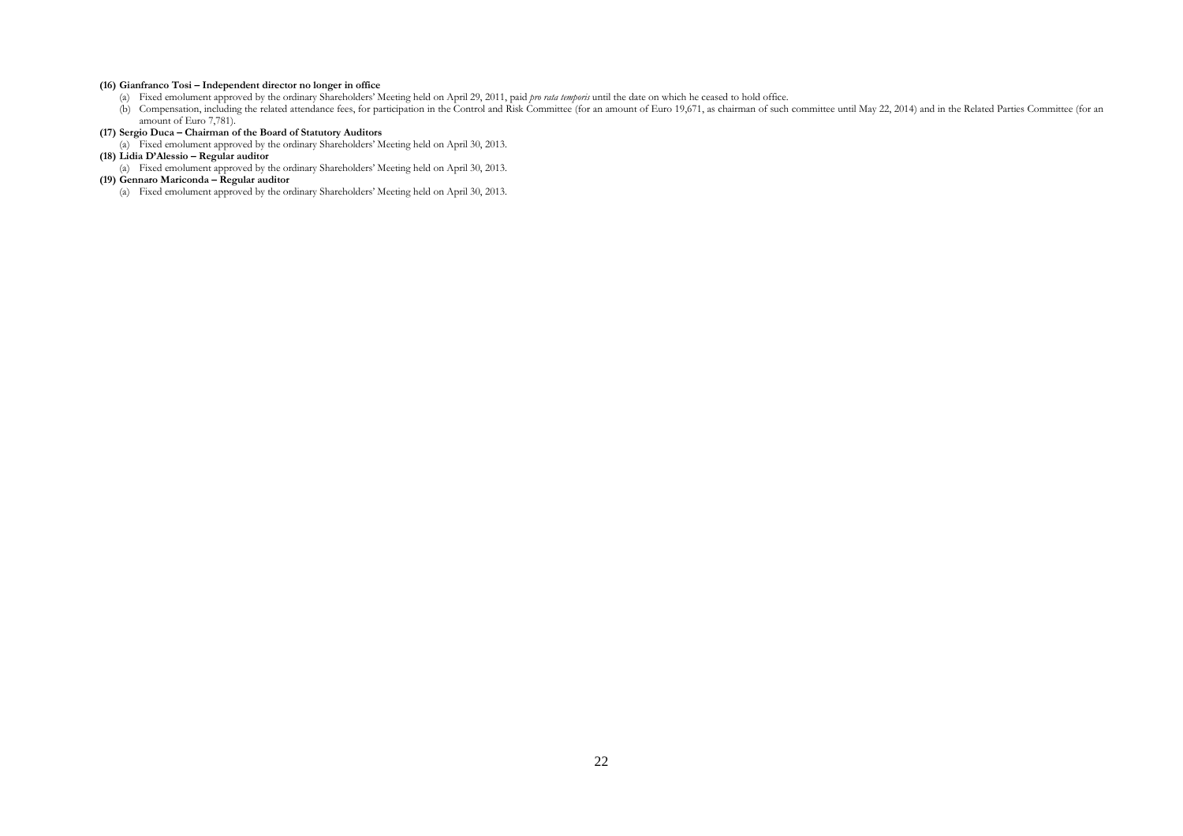**(16) Gianfranco Tosi – Independent director no longer in office**

(a) Fixed emolument approved by the ordinary Shareholders' Meeting held on April 29, 2011, paid *pro rata temporis* until the date on which he ceased to hold office.

(b) Compensation, including the related attendance fees, for participation in the Control and Risk Committee (for an amount of Euro 19,671, as chairman of such committee until May 22, 2014) and in the Related Parties Committee (for an amount of Euro 7,781).

**(17) Sergio Duca – Chairman of the Board of Statutory Auditors**

(a) Fixed emolument approved by the ordinary Shareholders' Meeting held on April 30, 2013.

**(18) Lidia D'Alessio – Regular auditor**

(a) Fixed emolument approved by the ordinary Shareholders' Meeting held on April 30, 2013.

**(19) Gennaro Mariconda – Regular auditor**

(a) Fixed emolument approved by the ordinary Shareholders' Meeting held on April 30, 2013.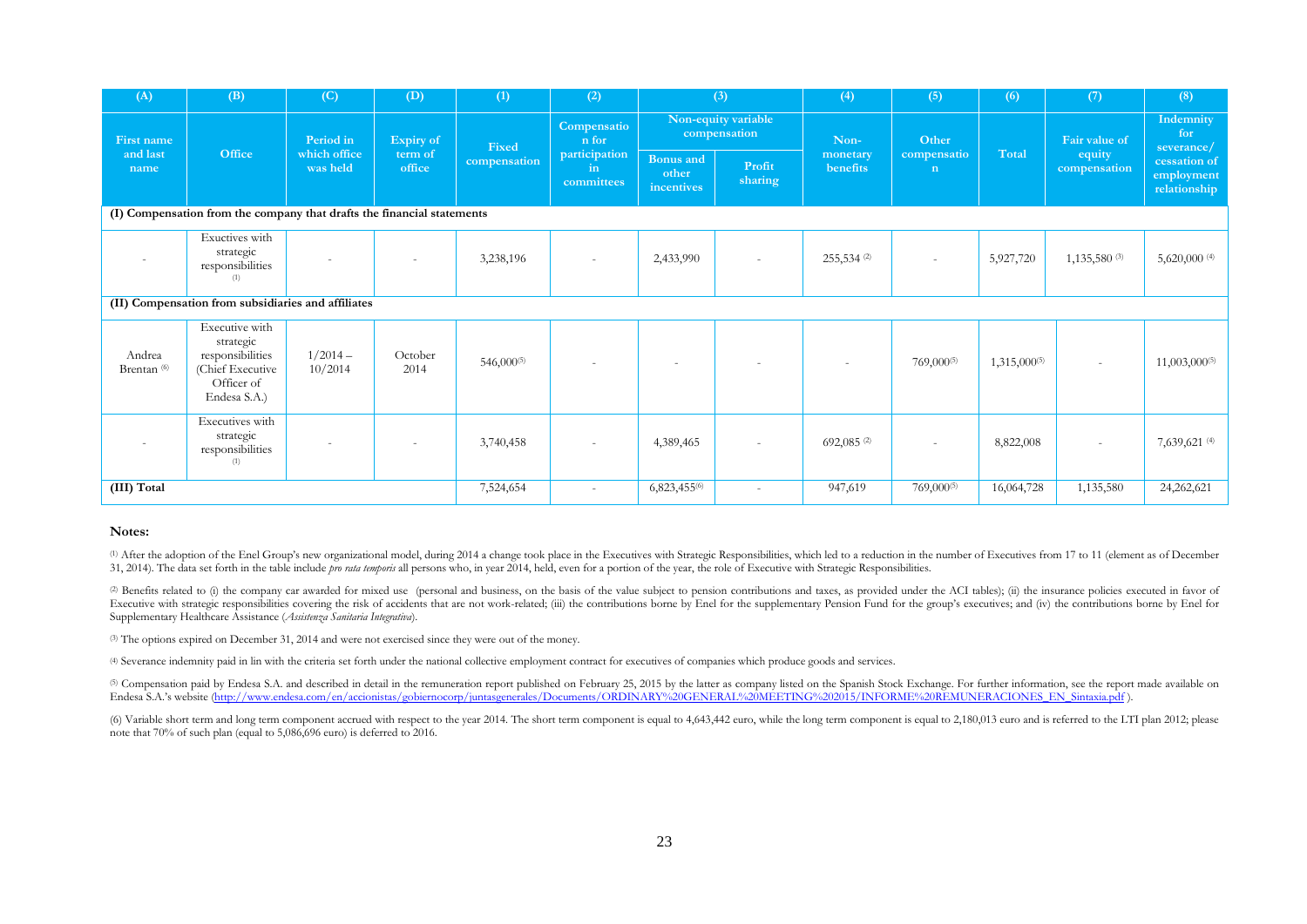| (A) | (B) | (C) | (D) | (1) | (2) | (3) | | (4) | (5) | (6) | (7) | (8) |
|---|---|---|---|---|---|---|---|---|---|---|---|---|
| First name and last name | Office | Period in which office was held | Expiry of term of office | Fixed compensation | Compensation for participation in committees | Non-equity variable compensation | | Non-monetary benefits | Other compensation | Total | Fair value of equity compensation | Indemnity for severance/ cessation of employment relationship |
| | | | | | | Bonus and other incentives | Profit sharing | | | | | |
| **(I) Compensation from the company that drafts the financial statements** | | | | | | | | | | | | |
| - | Exuctives with strategic responsibilities [(1)] | - | - | 3,238,196 | - | 2,433,990 | - | 255,534 [(2)] | - | 5,927,720 | 1,135,580 [(3)] | 5,620,000 [(4)] |
| **(II) Compensation from subsidiaries and affiliates** | | | | | | | | | | | | |
| Andrea Brentan [(6)] | Executive with strategic responsibilities (Chief Executive Officer of Endesa S.A.) | 1/2014 – 10/2014 | October 2014 | 546,000[(5)] | - | - | - | - | 769,000[(5)] | 1,315,000[(5)] | - | 11,003,000[(5)] |
| - | Executives with strategic responsibilities [(1)] | - | - | 3,740,458 | - | 4,389,465 | - | 692,085 [(2)] | - | 8,822,008 | - | 7,639,621 [(4)] |
| **(III) Total** | | | | 7,524,654 | - | 6,823,455[(6)] | - | 947,619 | 769,000[(5)] | 16,064,728 | 1,135,580 | 24,262,621 |

**Notes:**

[(1)] After the adoption of the Enel Group's new organizational model, during 2014 a change took place in the Executives with Strategic Responsibilities, which led to a reduction in the number of Executives from 17 to 11 (element as of December 31, 2014). The data set forth in the table include *pro rata temporis* all persons who, in year 2014, held, even for a portion of the year, the role of Executive with Strategic Responsibilities.

[(2)] Benefits related to (i) the company car awarded for mixed use (personal and business, on the basis of the value subject to pension contributions and taxes, as provided under the ACI tables); (ii) the insurance policies executed in favor of Executive with strategic responsibilities covering the risk of accidents that are not work-related; (iii) the contributions borne by Enel for the supplementary Pension Fund for the group's executives; and (iv) the contributions borne by Enel for Supplementary Healthcare Assistance (*Assistenza Sanitaria Integrativa*).

[(3)] The options expired on December 31, 2014 and were not exercised since they were out of the money.

[(4)] Severance indemnity paid in lin with the criteria set forth under the national collective employment contract for executives of companies which produce goods and services.

[(5)] Compensation paid by Endesa S.A. and described in detail in the remuneration report published on February 25, 2015 by the latter as company listed on the Spanish Stock Exchange. For further information, see the report made available on Endesa S.A.'s website (http://www.endesa.com/en/accionistas/gobiernocorp/juntasgenerales/Documents/ORDINARY%20GENERAL%20MEETING%202015/INFORME%20REMUNERACIONES_EN_Sintaxia.pdf ).

(6) Variable short term and long term component accrued with respect to the year 2014. The short term component is equal to 4,643,442 euro, while the long term component is equal to 2,180,013 euro and is referred to the LTI plan 2012; please note that 70% of such plan (equal to 5,086,696 euro) is deferred to 2016.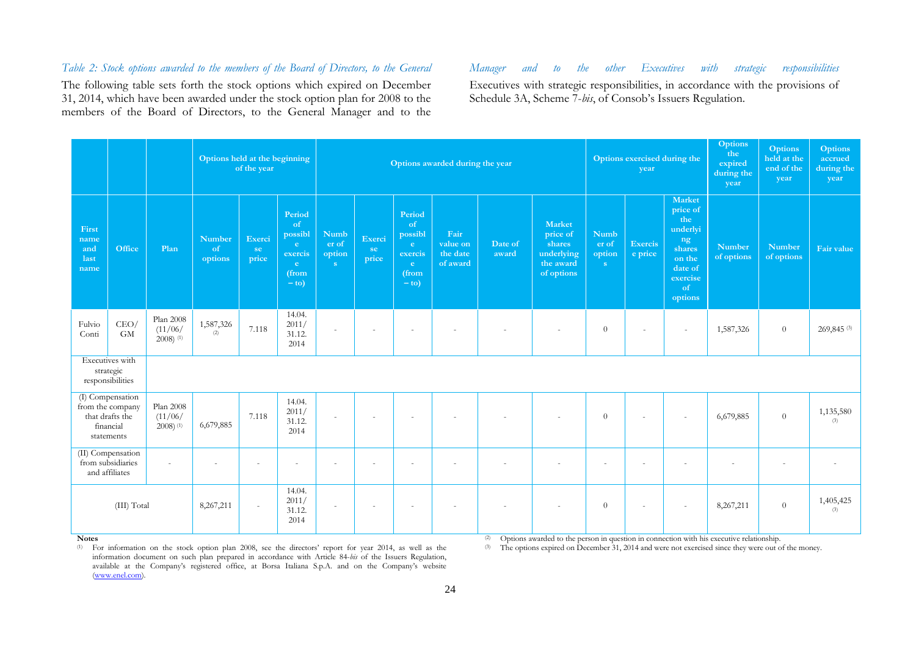*Table 2: Stock options awarded to the members of the Board of Directors, to the General Manager and to the other Executives with strategic responsibilities*

The following table sets forth the stock options which expired on December 31, 2014, which have been awarded under the stock option plan for 2008 to the members of the Board of Directors, to the General Manager and to the Executives with strategic responsibilities, in accordance with the provisions of Schedule 3A, Scheme 7-*bis*, of Consob's Issuers Regulation.

| | | | Options held at the beginning of the year | | | Options awarded during the year | | | | | | Options exercised during the year | | | Options the expired during the year | Options held at the end of the year | Options accrued during the year |
|---|---|---|---|---|---|---|---|---|---|---|---|---|---|---|---|---|---|
| First name and last name | Office | Plan | Number of options | Exercise price | Period of possible exercise (from – to) | Number of options | Exercise price | Period of possible exercise (from – to) | Fair value on the date of award | Date of award | Market price of shares underlying the award of options | Number of options | Exercise price | Market price of the underlying shares on the date of exercise of options | Number of options | Number of options | Fair value |
| Fulvio Conti | CEO/ GM | Plan 2008 (11/06/ 2008) (1) | 1,587,326 (2) | 7.118 | 14.04. 2011/ 31.12. 2014 | - | - | - | - | - | - | 0 | - | - | 1,587,326 | 0 | 269,845 (3) |
| Executives with strategic responsibilities | | | | | | | | | | | | | | | | | |
| (I) Compensation from the company that drafts the financial statements | | Plan 2008 (11/06/ 2008) (1) | 6,679,885 | 7.118 | 14.04. 2011/ 31.12. 2014 | - | - | - | - | - | - | 0 | - | - | 6,679,885 | 0 | 1,135,580 (3) |
| (II) Compensation from subsidiaries and affiliates | | - | - | - | - | - | - | - | - | - | - | - | - | - | - | - | - |
| (III) Total | | | 8,267,211 | - | 14.04. 2011/ 31.12. 2014 | - | - | - | - | - | - | 0 | - | - | 8,267,211 | 0 | 1,405,425 (3) |

**Notes**

(1) For information on the stock option plan 2008, see the directors' report for year 2014, as well as the information document on such plan prepared in accordance with Article 84-*bis* of the Issuers Regulation, available at the Company's registered office, at Borsa Italiana S.p.A. and on the Company's website (www.enel.com).

(2) Options awarded to the person in question in connection with his executive relationship.

(3) The options expired on December 31, 2014 and were not exercised since they were out of the money.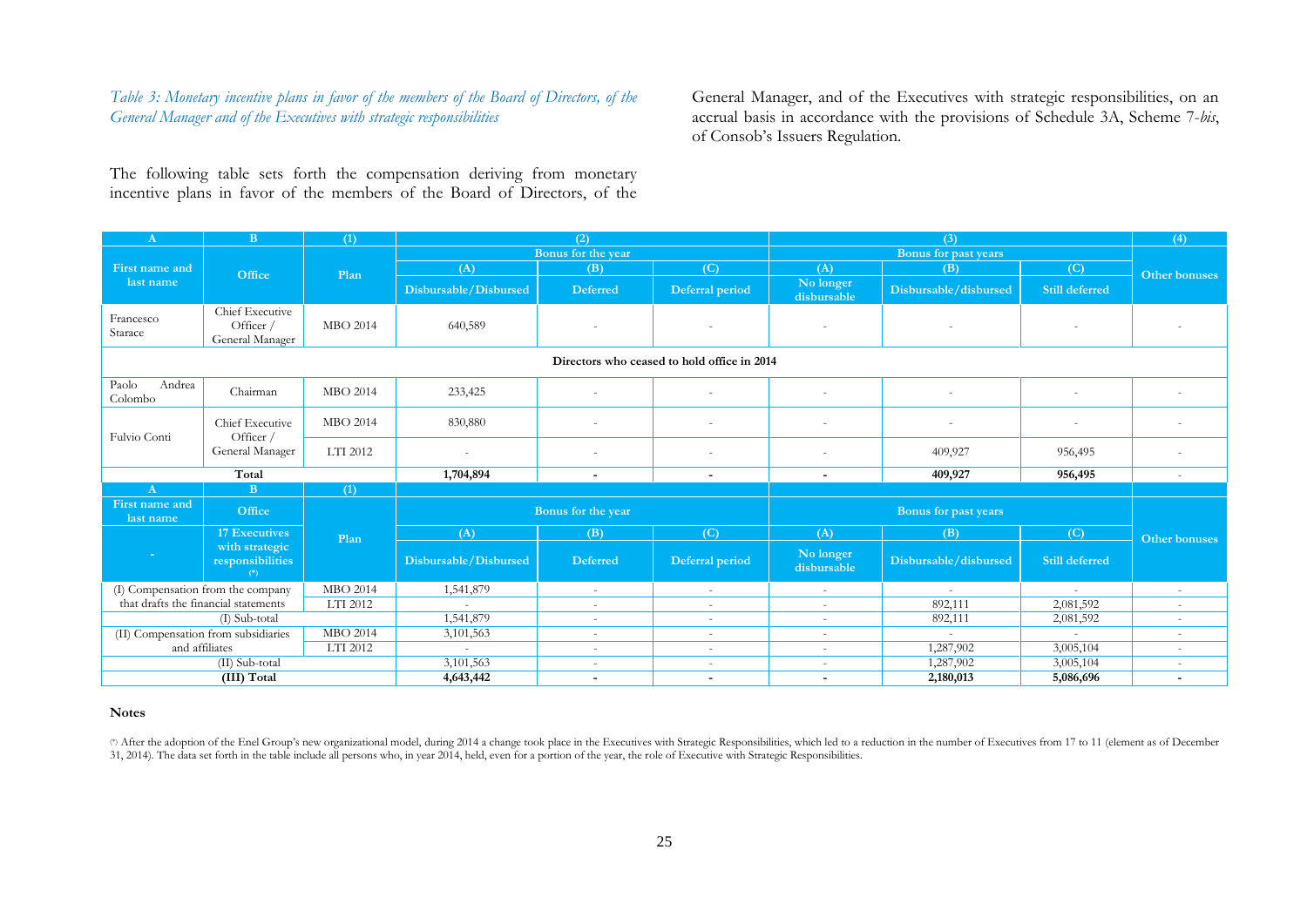*Table 3: Monetary incentive plans in favor of the members of the Board of Directors, of the General Manager and of the Executives with strategic responsibilities*

The following table sets forth the compensation deriving from monetary incentive plans in favor of the members of the Board of Directors, of the General Manager, and of the Executives with strategic responsibilities, on an accrual basis in accordance with the provisions of Schedule 3A, Scheme 7-*bis*, of Consob's Issuers Regulation.

| A | B | (1) | (2) | | | (3) | | | (4) |
|---|---|---|---|---|---|---|---|---|---|
| First name and last name | Office | Plan | Bonus for the year | | | Bonus for past years | | | Other bonuses |
| | | | (A) | (B) | (C) | (A) | (B) | (C) | |
| | | | Disbursable/Disbursed | Deferred | Deferral period | No longer disbursable | Disbursable/disbursed | Still deferred | |
| Francesco Starace | Chief Executive Officer / General Manager | MBO 2014 | 640,589 | - | - | - | - | - | - |
| **Directors who ceased to hold office in 2014** | | | | | | | | | |
| Paolo Andrea Colombo | Chairman | MBO 2014 | 233,425 | - | - | - | - | - | - |
| Fulvio Conti | Chief Executive Officer / General Manager | MBO 2014 | 830,880 | - | - | - | - | - | - |
| | | LTI 2012 | - | - | - | - | 409,927 | 956,495 | - |
| **Total** | | | **1,704,894** | **-** | **-** | **-** | **409,927** | **956,495** | - |

| A | B | (1) | | | | | | | |
|---|---|---|---|---|---|---|---|---|---|
| First name and last name | Office | Plan | Bonus for the year | | | Bonus for past years | | | Other bonuses |
| - | 17 Executives with strategic responsibilities (*) | | (A) | (B) | (C) | (A) | (B) | (C) | |
| | | | Disbursable/Disbursed | Deferred | Deferral period | No longer disbursable | Disbursable/disbursed | Still deferred | |
| (I) Compensation from the company that drafts the financial statements | | MBO 2014 | 1,541,879 | - | - | - | - | - | - |
| | | LTI 2012 | - | - | - | - | 892,111 | 2,081,592 | - |
| (I) Sub-total | | | 1,541,879 | - | - | - | 892,111 | 2,081,592 | - |
| (II) Compensation from subsidiaries and affiliates | | MBO 2014 | 3,101,563 | - | - | - | - | - | - |
| | | LTI 2012 | - | - | - | - | 1,287,902 | 3,005,104 | - |
| (II) Sub-total | | | 3,101,563 | - | - | - | 1,287,902 | 3,005,104 | - |
| **(III) Total** | | | **4,643,442** | **-** | **-** | **-** | **2,180,013** | **5,086,696** | **-** |

**Notes**

(*) After the adoption of the Enel Group's new organizational model, during 2014 a change took place in the Executives with Strategic Responsibilities, which led to a reduction in the number of Executives from 17 to 11 (element as of December 31, 2014). The data set forth in the table include all persons who, in year 2014, held, even for a portion of the year, the role of Executive with Strategic Responsibilities.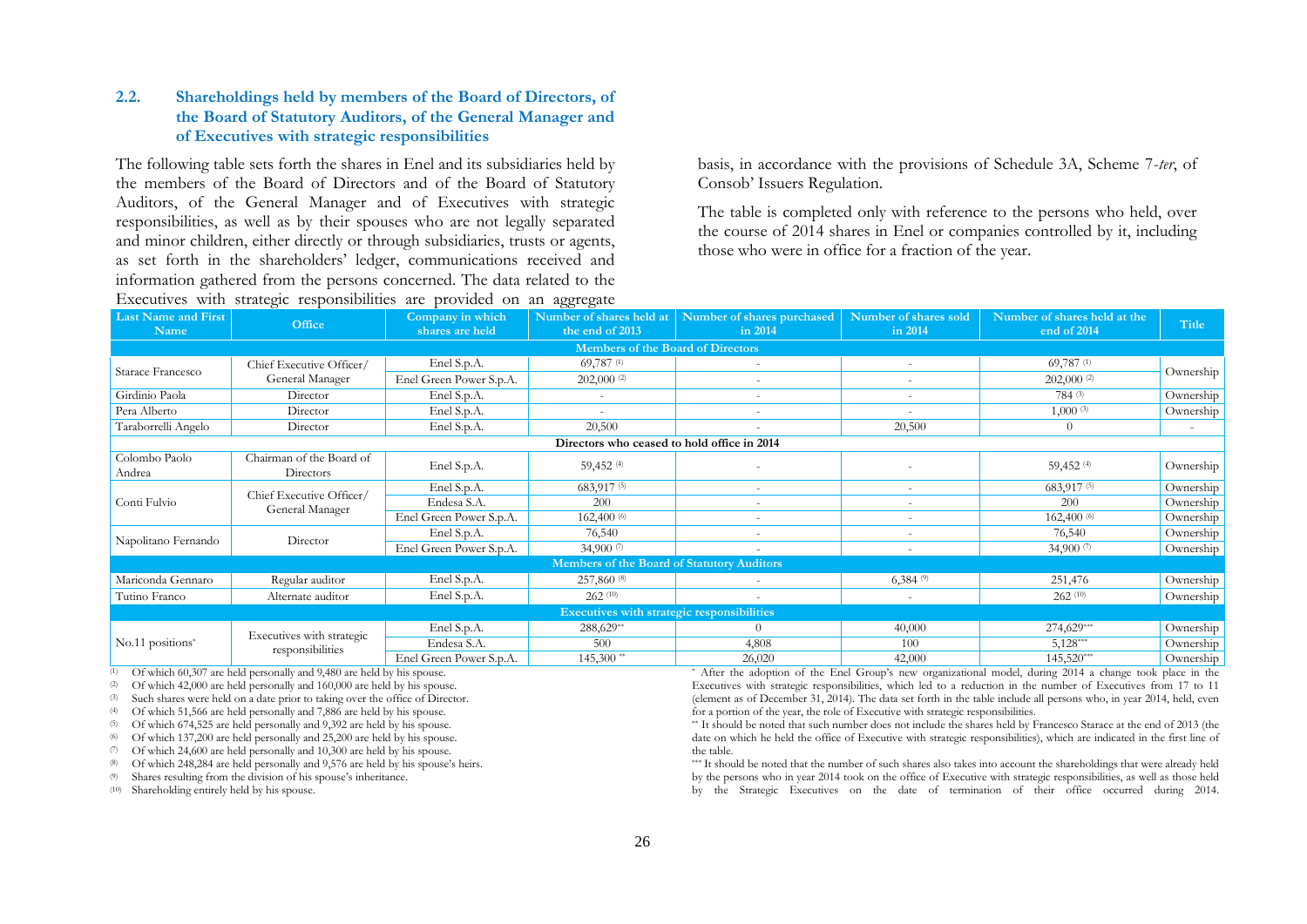## 2.2. Shareholdings held by members of the Board of Directors, of the Board of Statutory Auditors, of the General Manager and of Executives with strategic responsibilities

The following table sets forth the shares in Enel and its subsidiaries held by the members of the Board of Directors and of the Board of Statutory Auditors, of the General Manager and of Executives with strategic responsibilities, as well as by their spouses who are not legally separated and minor children, either directly or through subsidiaries, trusts or agents, as set forth in the shareholders' ledger, communications received and information gathered from the persons concerned. The data related to the Executives with strategic responsibilities are provided on an aggregate basis, in accordance with the provisions of Schedule 3A, Scheme 7-*ter*, of Consob' Issuers Regulation.

The table is completed only with reference to the persons who held, over the course of 2014 shares in Enel or companies controlled by it, including those who were in office for a fraction of the year.

| Last Name and First Name | Office | Company in which shares are held | Number of shares held at the end of 2013 | Number of shares purchased in 2014 | Number of shares sold in 2014 | Number of shares held at the end of 2014 | Title |
|---|---|---|---|---|---|---|---|
| **Members of the Board of Directors** | | | | | | | |
| Starace Francesco | Chief Executive Officer/ General Manager | Enel S.p.A. | 69,787 (1) | - | - | 69,787 (1) | Ownership |
| | | Enel Green Power S.p.A. | 202,000 (2) | - | - | 202,000 (2) | |
| Girdinio Paola | Director | Enel S.p.A. | - | - | - | 784 (3) | Ownership |
| Pera Alberto | Director | Enel S.p.A. | - | - | - | 1,000 (3) | Ownership |
| Taraborrelli Angelo | Director | Enel S.p.A. | 20,500 | - | 20,500 | 0 | - |
| **Directors who ceased to hold office in 2014** | | | | | | | |
| Colombo Paolo Andrea | Chairman of the Board of Directors | Enel S.p.A. | 59,452 (4) | - | - | 59,452 (4) | Ownership |
| Conti Fulvio | Chief Executive Officer/ General Manager | Enel S.p.A. | 683,917 (5) | - | - | 683,917 (5) | Ownership |
| | | Endesa S.A. | 200 | - | - | 200 | Ownership |
| | | Enel Green Power S.p.A. | 162,400 (6) | - | - | 162,400 (6) | Ownership |
| Napolitano Fernando | Director | Enel S.p.A. | 76,540 | - | - | 76,540 | Ownership |
| | | Enel Green Power S.p.A. | 34,900 (7) | - | - | 34,900 (7) | Ownership |
| **Members of the Board of Statutory Auditors** | | | | | | | |
| Mariconda Gennaro | Regular auditor | Enel S.p.A. | 257,860 (8) | - | 6,384 (9) | 251,476 | Ownership |
| Tutino Franco | Alternate auditor | Enel S.p.A. | 262 (10) | - | - | 262 (10) | Ownership |
| **Executives with strategic responsibilities** | | | | | | | |
| No.11 positions* | Executives with strategic responsibilities | Enel S.p.A. | 288,629** | 0 | 40,000 | 274,629*** | Ownership |
| | | Endesa S.A. | 500 | 4,808 | 100 | 5,128*** | Ownership |
| | | Enel Green Power S.p.A. | 145,300 ** | 26,020 | 42,000 | 145,520*** | Ownership |

(1) Of which 60,307 are held personally and 9,480 are held by his spouse.
(2) Of which 42,000 are held personally and 160,000 are held by his spouse.
(3) Such shares were held on a date prior to taking over the office of Director.
(4) Of which 51,566 are held personally and 7,886 are held by his spouse.
(5) Of which 674,525 are held personally and 9,392 are held by his spouse.
(6) Of which 137,200 are held personally and 25,200 are held by his spouse.
(7) Of which 24,600 are held personally and 10,300 are held by his spouse.
(8) Of which 248,284 are held personally and 9,576 are held by his spouse's heirs.
(9) Shares resulting from the division of his spouse's inheritance.
(10) Shareholding entirely held by his spouse.

* After the adoption of the Enel Group's new organizational model, during 2014 a change took place in the Executives with strategic responsibilities, which led to a reduction in the number of Executives from 17 to 11 (element as of December 31, 2014). The data set forth in the table include all persons who, in year 2014, held, even for a portion of the year, the role of Executive with strategic responsibilities.

** It should be noted that such number does not include the shares held by Francesco Starace at the end of 2013 (the date on which he held the office of Executive with strategic responsibilities), which are indicated in the first line of the table.

*** It should be noted that the number of such shares also takes into account the shareholdings that were already held by the persons who in year 2014 took on the office of Executive with strategic responsibilities, as well as those held by the Strategic Executives on the date of termination of their office occurred during 2014.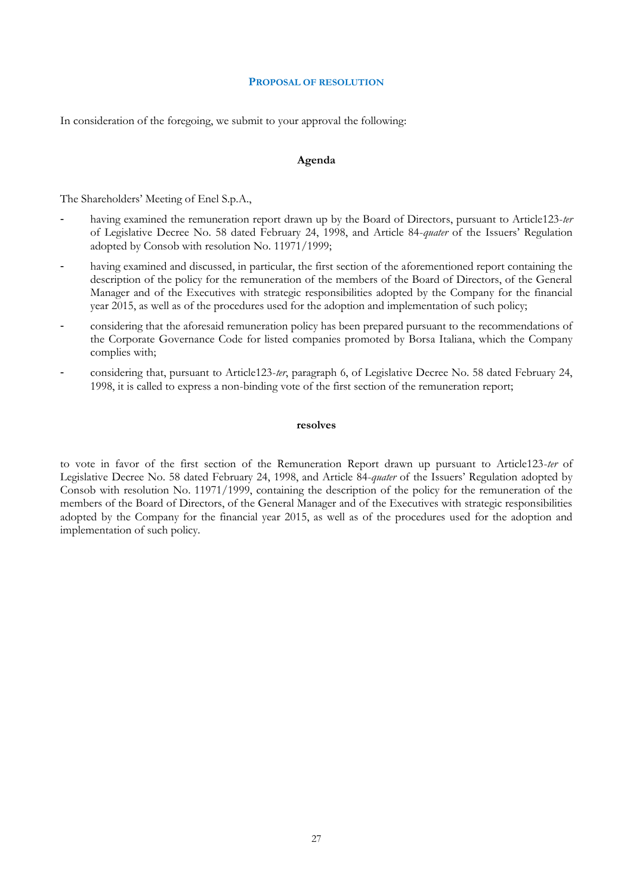## Proposal of resolution

In consideration of the foregoing, we submit to your approval the following:

### Agenda

The Shareholders' Meeting of Enel S.p.A.,

- having examined the remuneration report drawn up by the Board of Directors, pursuant to Article123-*ter* of Legislative Decree No. 58 dated February 24, 1998, and Article 84-*quater* of the Issuers' Regulation adopted by Consob with resolution No. 11971/1999;
- having examined and discussed, in particular, the first section of the aforementioned report containing the description of the policy for the remuneration of the members of the Board of Directors, of the General Manager and of the Executives with strategic responsibilities adopted by the Company for the financial year 2015, as well as of the procedures used for the adoption and implementation of such policy;
- considering that the aforesaid remuneration policy has been prepared pursuant to the recommendations of the Corporate Governance Code for listed companies promoted by Borsa Italiana, which the Company complies with;
- considering that, pursuant to Article123-*ter*, paragraph 6, of Legislative Decree No. 58 dated February 24, 1998, it is called to express a non-binding vote of the first section of the remuneration report;

**resolves**

to vote in favor of the first section of the Remuneration Report drawn up pursuant to Article123-*ter* of Legislative Decree No. 58 dated February 24, 1998, and Article 84-*quater* of the Issuers' Regulation adopted by Consob with resolution No. 11971/1999, containing the description of the policy for the remuneration of the members of the Board of Directors, of the General Manager and of the Executives with strategic responsibilities adopted by the Company for the financial year 2015, as well as of the procedures used for the adoption and implementation of such policy.